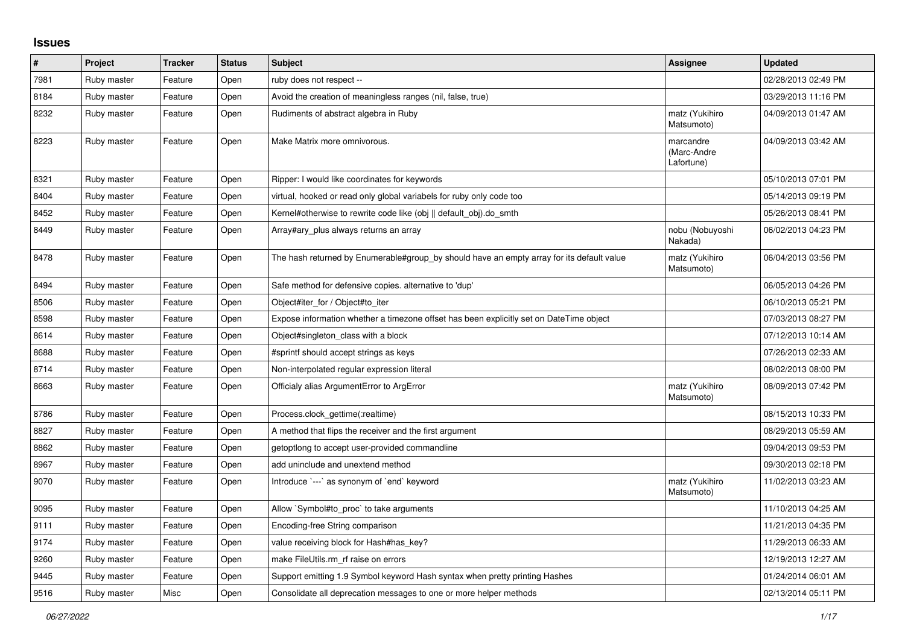## Issues

| # | Project | Tracker | Status | Subject | Assignee | Updated |
|---|---|---|---|---|---|---|
| 7981 | Ruby master | Feature | Open | ruby does not respect -- | | 02/28/2013 02:49 PM |
| 8184 | Ruby master | Feature | Open | Avoid the creation of meaningless ranges (nil, false, true) | | 03/29/2013 11:16 PM |
| 8232 | Ruby master | Feature | Open | Rudiments of abstract algebra in Ruby | matz (Yukihiro Matsumoto) | 04/09/2013 01:47 AM |
| 8223 | Ruby master | Feature | Open | Make Matrix more omnivorous. | marcandre (Marc-Andre Lafortune) | 04/09/2013 03:42 AM |
| 8321 | Ruby master | Feature | Open | Ripper: I would like coordinates for keywords | | 05/10/2013 07:01 PM |
| 8404 | Ruby master | Feature | Open | virtual, hooked or read only global variabels for ruby only code too | | 05/14/2013 09:19 PM |
| 8452 | Ruby master | Feature | Open | Kernel#otherwise to rewrite code like (obj \|\| default_obj).do_smth | | 05/26/2013 08:41 PM |
| 8449 | Ruby master | Feature | Open | Array#ary_plus always returns an array | nobu (Nobuyoshi Nakada) | 06/02/2013 04:23 PM |
| 8478 | Ruby master | Feature | Open | The hash returned by Enumerable#group_by should have an empty array for its default value | matz (Yukihiro Matsumoto) | 06/04/2013 03:56 PM |
| 8494 | Ruby master | Feature | Open | Safe method for defensive copies. alternative to 'dup' | | 06/05/2013 04:26 PM |
| 8506 | Ruby master | Feature | Open | Object#iter_for / Object#to_iter | | 06/10/2013 05:21 PM |
| 8598 | Ruby master | Feature | Open | Expose information whether a timezone offset has been explicitly set on DateTime object | | 07/03/2013 08:27 PM |
| 8614 | Ruby master | Feature | Open | Object#singleton_class with a block | | 07/12/2013 10:14 AM |
| 8688 | Ruby master | Feature | Open | #sprintf should accept strings as keys | | 07/26/2013 02:33 AM |
| 8714 | Ruby master | Feature | Open | Non-interpolated regular expression literal | | 08/02/2013 08:00 PM |
| 8663 | Ruby master | Feature | Open | Officialy alias ArgumentError to ArgError | matz (Yukihiro Matsumoto) | 08/09/2013 07:42 PM |
| 8786 | Ruby master | Feature | Open | Process.clock_gettime(:realtime) | | 08/15/2013 10:33 PM |
| 8827 | Ruby master | Feature | Open | A method that flips the receiver and the first argument | | 08/29/2013 05:59 AM |
| 8862 | Ruby master | Feature | Open | getoptlong to accept user-provided commandline | | 09/04/2013 09:53 PM |
| 8967 | Ruby master | Feature | Open | add uninclude and unextend method | | 09/30/2013 02:18 PM |
| 9070 | Ruby master | Feature | Open | Introduce `---` as synonym of `end` keyword | matz (Yukihiro Matsumoto) | 11/02/2013 03:23 AM |
| 9095 | Ruby master | Feature | Open | Allow `Symbol#to_proc` to take arguments | | 11/10/2013 04:25 AM |
| 9111 | Ruby master | Feature | Open | Encoding-free String comparison | | 11/21/2013 04:35 PM |
| 9174 | Ruby master | Feature | Open | value receiving block for Hash#has_key? | | 11/29/2013 06:33 AM |
| 9260 | Ruby master | Feature | Open | make FileUtils.rm_rf raise on errors | | 12/19/2013 12:27 AM |
| 9445 | Ruby master | Feature | Open | Support emitting 1.9 Symbol keyword Hash syntax when pretty printing Hashes | | 01/24/2014 06:01 AM |
| 9516 | Ruby master | Misc | Open | Consolidate all deprecation messages to one or more helper methods | | 02/13/2014 05:11 PM |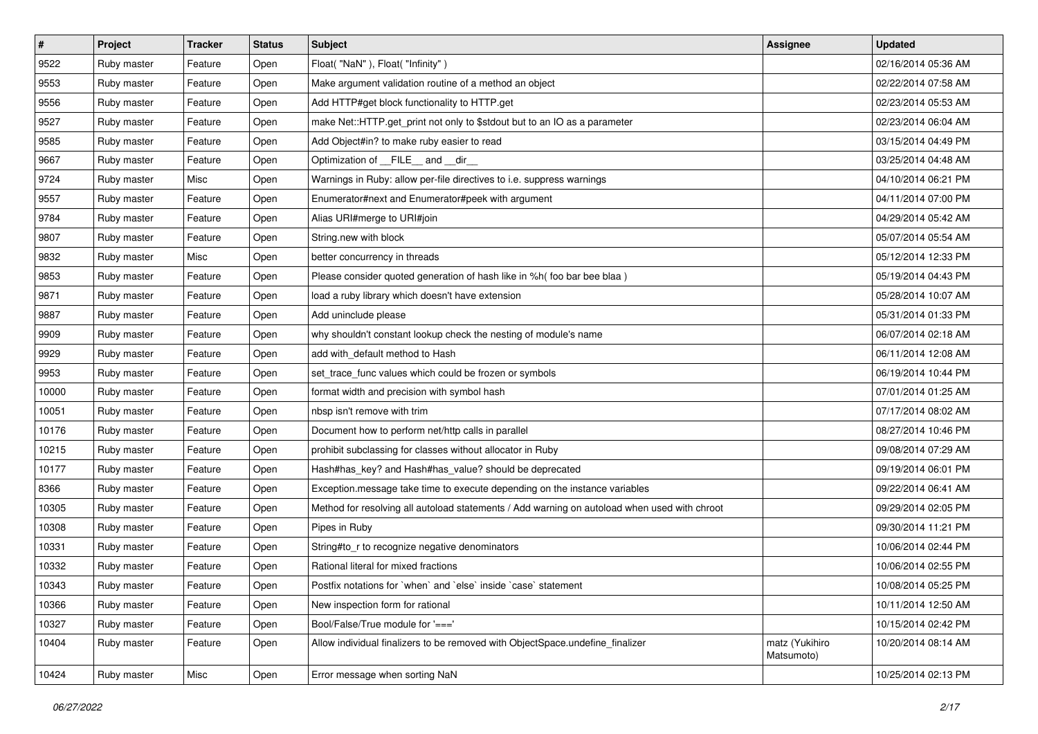| # | Project | Tracker | Status | Subject | Assignee | Updated |
| --- | --- | --- | --- | --- | --- | --- |
| 9522 | Ruby master | Feature | Open | Float( "NaN" ), Float( "Infinity" ) | | 02/16/2014 05:36 AM |
| 9553 | Ruby master | Feature | Open | Make argument validation routine of a method an object | | 02/22/2014 07:58 AM |
| 9556 | Ruby master | Feature | Open | Add HTTP#get block functionality to HTTP.get | | 02/23/2014 05:53 AM |
| 9527 | Ruby master | Feature | Open | make Net::HTTP.get_print not only to $stdout but to an IO as a parameter | | 02/23/2014 06:04 AM |
| 9585 | Ruby master | Feature | Open | Add Object#in? to make ruby easier to read | | 03/15/2014 04:49 PM |
| 9667 | Ruby master | Feature | Open | Optimization of __FILE__ and __dir__ | | 03/25/2014 04:48 AM |
| 9724 | Ruby master | Misc | Open | Warnings in Ruby: allow per-file directives to i.e. suppress warnings | | 04/10/2014 06:21 PM |
| 9557 | Ruby master | Feature | Open | Enumerator#next and Enumerator#peek with argument | | 04/11/2014 07:00 PM |
| 9784 | Ruby master | Feature | Open | Alias URI#merge to URI#join | | 04/29/2014 05:42 AM |
| 9807 | Ruby master | Feature | Open | String.new with block | | 05/07/2014 05:54 AM |
| 9832 | Ruby master | Misc | Open | better concurrency in threads | | 05/12/2014 12:33 PM |
| 9853 | Ruby master | Feature | Open | Please consider quoted generation of hash like in %h( foo bar bee blaa ) | | 05/19/2014 04:43 PM |
| 9871 | Ruby master | Feature | Open | load a ruby library which doesn't have extension | | 05/28/2014 10:07 AM |
| 9887 | Ruby master | Feature | Open | Add uninclude please | | 05/31/2014 01:33 PM |
| 9909 | Ruby master | Feature | Open | why shouldn't constant lookup check the nesting of module's name | | 06/07/2014 02:18 AM |
| 9929 | Ruby master | Feature | Open | add with_default method to Hash | | 06/11/2014 12:08 AM |
| 9953 | Ruby master | Feature | Open | set_trace_func values which could be frozen or symbols | | 06/19/2014 10:44 PM |
| 10000 | Ruby master | Feature | Open | format width and precision with symbol hash | | 07/01/2014 01:25 AM |
| 10051 | Ruby master | Feature | Open | nbsp isn't remove with trim | | 07/17/2014 08:02 AM |
| 10176 | Ruby master | Feature | Open | Document how to perform net/http calls in parallel | | 08/27/2014 10:46 PM |
| 10215 | Ruby master | Feature | Open | prohibit subclassing for classes without allocator in Ruby | | 09/08/2014 07:29 AM |
| 10177 | Ruby master | Feature | Open | Hash#has_key? and Hash#has_value? should be deprecated | | 09/19/2014 06:01 PM |
| 8366 | Ruby master | Feature | Open | Exception.message take time to execute depending on the instance variables | | 09/22/2014 06:41 AM |
| 10305 | Ruby master | Feature | Open | Method for resolving all autoload statements / Add warning on autoload when used with chroot | | 09/29/2014 02:05 PM |
| 10308 | Ruby master | Feature | Open | Pipes in Ruby | | 09/30/2014 11:21 PM |
| 10331 | Ruby master | Feature | Open | String#to_r to recognize negative denominators | | 10/06/2014 02:44 PM |
| 10332 | Ruby master | Feature | Open | Rational literal for mixed fractions | | 10/06/2014 02:55 PM |
| 10343 | Ruby master | Feature | Open | Postfix notations for `when` and `else` inside `case` statement | | 10/08/2014 05:25 PM |
| 10366 | Ruby master | Feature | Open | New inspection form for rational | | 10/11/2014 12:50 AM |
| 10327 | Ruby master | Feature | Open | Bool/False/True module for '===' | | 10/15/2014 02:42 PM |
| 10404 | Ruby master | Feature | Open | Allow individual finalizers to be removed with ObjectSpace.undefine_finalizer | matz (Yukihiro Matsumoto) | 10/20/2014 08:14 AM |
| 10424 | Ruby master | Misc | Open | Error message when sorting NaN | | 10/25/2014 02:13 PM |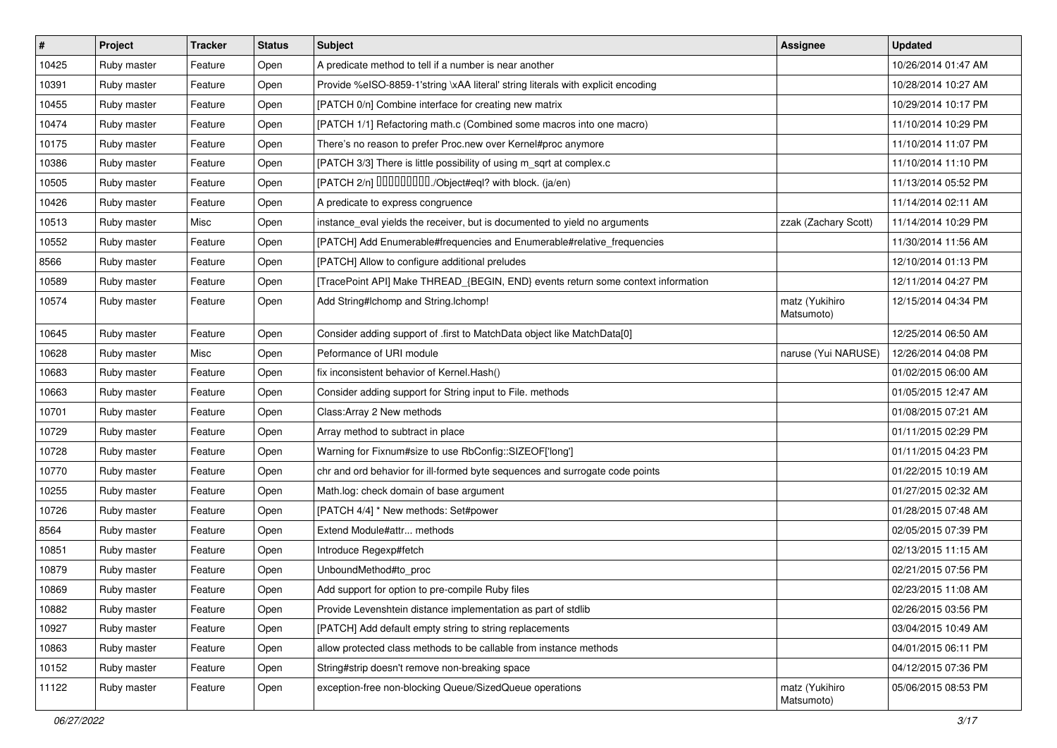| # | Project | Tracker | Status | Subject | Assignee | Updated |
|---|---|---|---|---|---|---|
| 10425 | Ruby master | Feature | Open | A predicate method to tell if a number is near another | | 10/26/2014 01:47 AM |
| 10391 | Ruby master | Feature | Open | Provide %eISO-8859-1'string \xAA literal' string literals with explicit encoding | | 10/28/2014 10:27 AM |
| 10455 | Ruby master | Feature | Open | [PATCH 0/n] Combine interface for creating new matrix | | 10/29/2014 10:17 PM |
| 10474 | Ruby master | Feature | Open | [PATCH 1/1] Refactoring math.c (Combined some macros into one macro) | | 11/10/2014 10:29 PM |
| 10175 | Ruby master | Feature | Open | There’s no reason to prefer Proc.new over Kernel#proc anymore | | 11/10/2014 11:07 PM |
| 10386 | Ruby master | Feature | Open | [PATCH 3/3] There is little possibility of using m_sqrt at complex.c | | 11/10/2014 11:10 PM |
| 10505 | Ruby master | Feature | Open | [PATCH 2/n] ���������./Object#eql? with block. (ja/en) | | 11/13/2014 05:52 PM |
| 10426 | Ruby master | Feature | Open | A predicate to express congruence | | 11/14/2014 02:11 AM |
| 10513 | Ruby master | Misc | Open | instance_eval yields the receiver, but is documented to yield no arguments | zzak (Zachary Scott) | 11/14/2014 10:29 PM |
| 10552 | Ruby master | Feature | Open | [PATCH] Add Enumerable#frequencies and Enumerable#relative_frequencies | | 11/30/2014 11:56 AM |
| 8566 | Ruby master | Feature | Open | [PATCH] Allow to configure additional preludes | | 12/10/2014 01:13 PM |
| 10589 | Ruby master | Feature | Open | [TracePoint API] Make THREAD_{BEGIN, END} events return some context information | | 12/11/2014 04:27 PM |
| 10574 | Ruby master | Feature | Open | Add String#lchomp and String.lchomp! | matz (Yukihiro Matsumoto) | 12/15/2014 04:34 PM |
| 10645 | Ruby master | Feature | Open | Consider adding support of .first to MatchData object like MatchData[0] | | 12/25/2014 06:50 AM |
| 10628 | Ruby master | Misc | Open | Peformance of URI module | naruse (Yui NARUSE) | 12/26/2014 04:08 PM |
| 10683 | Ruby master | Feature | Open | fix inconsistent behavior of Kernel.Hash() | | 01/02/2015 06:00 AM |
| 10663 | Ruby master | Feature | Open | Consider adding support for String input to File. methods | | 01/05/2015 12:47 AM |
| 10701 | Ruby master | Feature | Open | Class:Array 2 New methods | | 01/08/2015 07:21 AM |
| 10729 | Ruby master | Feature | Open | Array method to subtract in place | | 01/11/2015 02:29 PM |
| 10728 | Ruby master | Feature | Open | Warning for Fixnum#size to use RbConfig::SIZEOF['long'] | | 01/11/2015 04:23 PM |
| 10770 | Ruby master | Feature | Open | chr and ord behavior for ill-formed byte sequences and surrogate code points | | 01/22/2015 10:19 AM |
| 10255 | Ruby master | Feature | Open | Math.log: check domain of base argument | | 01/27/2015 02:32 AM |
| 10726 | Ruby master | Feature | Open | [PATCH 4/4] * New methods: Set#power | | 01/28/2015 07:48 AM |
| 8564 | Ruby master | Feature | Open | Extend Module#attr... methods | | 02/05/2015 07:39 PM |
| 10851 | Ruby master | Feature | Open | Introduce Regexp#fetch | | 02/13/2015 11:15 AM |
| 10879 | Ruby master | Feature | Open | UnboundMethod#to_proc | | 02/21/2015 07:56 PM |
| 10869 | Ruby master | Feature | Open | Add support for option to pre-compile Ruby files | | 02/23/2015 11:08 AM |
| 10882 | Ruby master | Feature | Open | Provide Levenshtein distance implementation as part of stdlib | | 02/26/2015 03:56 PM |
| 10927 | Ruby master | Feature | Open | [PATCH] Add default empty string to string replacements | | 03/04/2015 10:49 AM |
| 10863 | Ruby master | Feature | Open | allow protected class methods to be callable from instance methods | | 04/01/2015 06:11 PM |
| 10152 | Ruby master | Feature | Open | String#strip doesn't remove non-breaking space | | 04/12/2015 07:36 PM |
| 11122 | Ruby master | Feature | Open | exception-free non-blocking Queue/SizedQueue operations | matz (Yukihiro Matsumoto) | 05/06/2015 08:53 PM |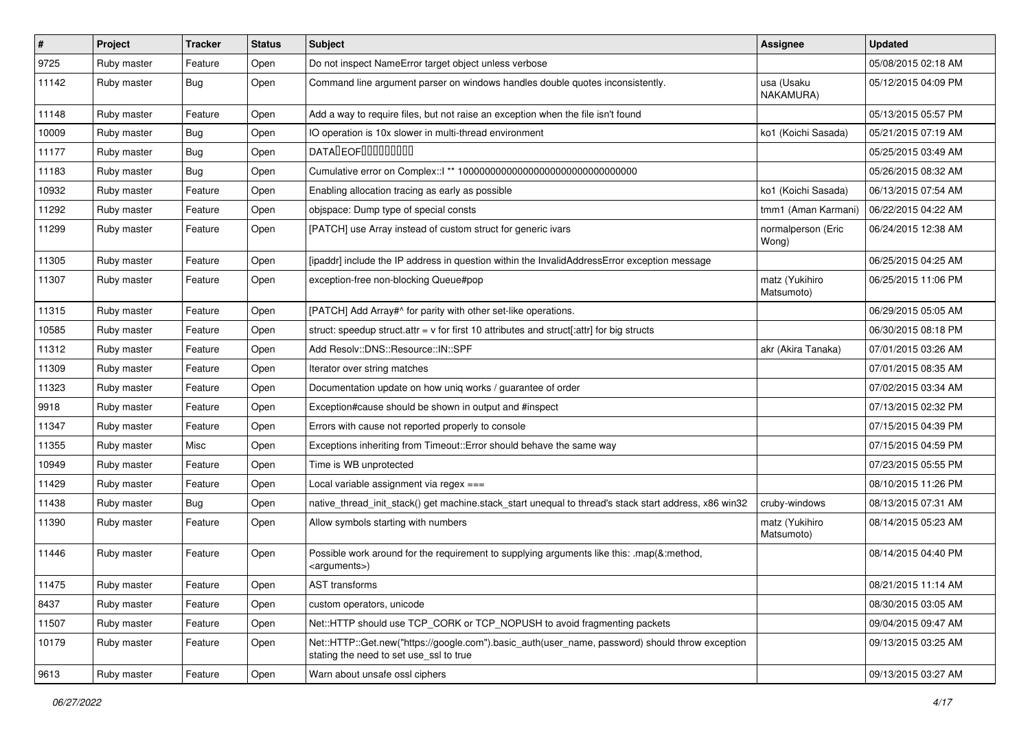| # | Project | Tracker | Status | Subject | Assignee | Updated |
|---|---|---|---|---|---|---|
| 9725 | Ruby master | Feature | Open | Do not inspect NameError target object unless verbose | | 05/08/2015 02:18 AM |
| 11142 | Ruby master | Bug | Open | Command line argument parser on windows handles double quotes inconsistently. | usa (Usaku NAKAMURA) | 05/12/2015 04:09 PM |
| 11148 | Ruby master | Feature | Open | Add a way to require files, but not raise an exception when the file isn't found | | 05/13/2015 05:57 PM |
| 10009 | Ruby master | Bug | Open | IO operation is 10x slower in multi-thread environment | ko1 (Koichi Sasada) | 05/21/2015 07:19 AM |
| 11177 | Ruby master | Bug | Open | DATA�EOF��������� | | 05/25/2015 03:49 AM |
| 11183 | Ruby master | Bug | Open | Cumulative error on Complex::I ** 100000000000000000000000000000000 | | 05/26/2015 08:32 AM |
| 10932 | Ruby master | Feature | Open | Enabling allocation tracing as early as possible | ko1 (Koichi Sasada) | 06/13/2015 07:54 AM |
| 11292 | Ruby master | Feature | Open | objspace: Dump type of special consts | tmm1 (Aman Karmani) | 06/22/2015 04:22 AM |
| 11299 | Ruby master | Feature | Open | [PATCH] use Array instead of custom struct for generic ivars | normalperson (Eric Wong) | 06/24/2015 12:38 AM |
| 11305 | Ruby master | Feature | Open | [ipaddr] include the IP address in question within the InvalidAddressError exception message | | 06/25/2015 04:25 AM |
| 11307 | Ruby master | Feature | Open | exception-free non-blocking Queue#pop | matz (Yukihiro Matsumoto) | 06/25/2015 11:06 PM |
| 11315 | Ruby master | Feature | Open | [PATCH] Add Array#^ for parity with other set-like operations. | | 06/29/2015 05:05 AM |
| 10585 | Ruby master | Feature | Open | struct: speedup struct.attr = v for first 10 attributes and struct[:attr] for big structs | | 06/30/2015 08:18 PM |
| 11312 | Ruby master | Feature | Open | Add Resolv::DNS::Resource::IN::SPF | akr (Akira Tanaka) | 07/01/2015 03:26 AM |
| 11309 | Ruby master | Feature | Open | Iterator over string matches | | 07/01/2015 08:35 AM |
| 11323 | Ruby master | Feature | Open | Documentation update on how uniq works / guarantee of order | | 07/02/2015 03:34 AM |
| 9918 | Ruby master | Feature | Open | Exception#cause should be shown in output and #inspect | | 07/13/2015 02:32 PM |
| 11347 | Ruby master | Feature | Open | Errors with cause not reported properly to console | | 07/15/2015 04:39 PM |
| 11355 | Ruby master | Misc | Open | Exceptions inheriting from Timeout::Error should behave the same way | | 07/15/2015 04:59 PM |
| 10949 | Ruby master | Feature | Open | Time is WB unprotected | | 07/23/2015 05:55 PM |
| 11429 | Ruby master | Feature | Open | Local variable assignment via regex === | | 08/10/2015 11:26 PM |
| 11438 | Ruby master | Bug | Open | native_thread_init_stack() get machine.stack_start unequal to thread's stack start address, x86 win32 | cruby-windows | 08/13/2015 07:31 AM |
| 11390 | Ruby master | Feature | Open | Allow symbols starting with numbers | matz (Yukihiro Matsumoto) | 08/14/2015 05:23 AM |
| 11446 | Ruby master | Feature | Open | Possible work around for the requirement to supplying arguments like this: .map(&:method, <arguments>) | | 08/14/2015 04:40 PM |
| 11475 | Ruby master | Feature | Open | AST transforms | | 08/21/2015 11:14 AM |
| 8437 | Ruby master | Feature | Open | custom operators, unicode | | 08/30/2015 03:05 AM |
| 11507 | Ruby master | Feature | Open | Net::HTTP should use TCP_CORK or TCP_NOPUSH to avoid fragmenting packets | | 09/04/2015 09:47 AM |
| 10179 | Ruby master | Feature | Open | Net::HTTP::Get.new("https://google.com").basic_auth(user_name, password) should throw exception stating the need to set use_ssl to true | | 09/13/2015 03:25 AM |
| 9613 | Ruby master | Feature | Open | Warn about unsafe ossl ciphers | | 09/13/2015 03:27 AM |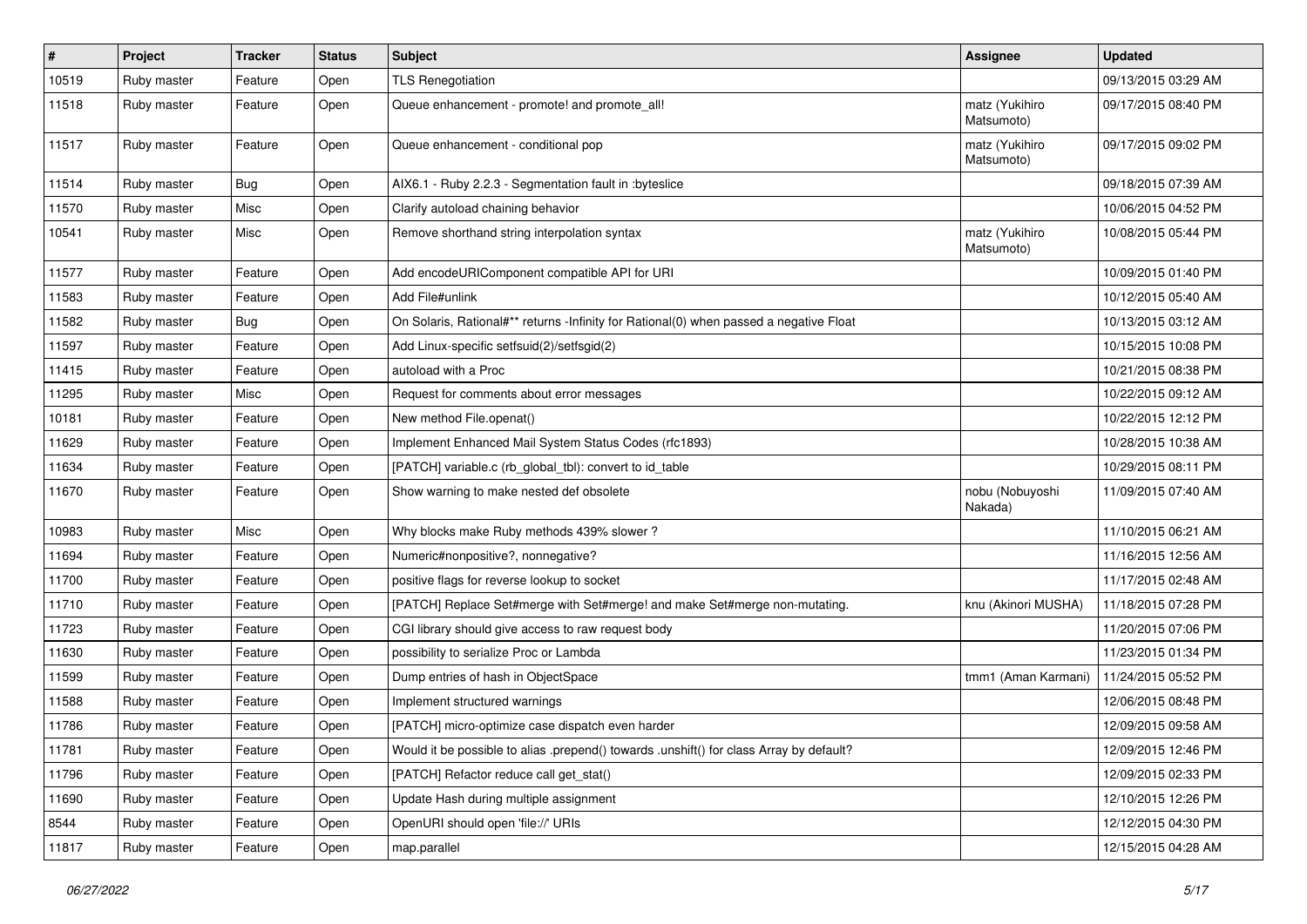| # | Project | Tracker | Status | Subject | Assignee | Updated |
| --- | --- | --- | --- | --- | --- | --- |
| 10519 | Ruby master | Feature | Open | TLS Renegotiation | | 09/13/2015 03:29 AM |
| 11518 | Ruby master | Feature | Open | Queue enhancement - promote! and promote_all! | matz (Yukihiro Matsumoto) | 09/17/2015 08:40 PM |
| 11517 | Ruby master | Feature | Open | Queue enhancement - conditional pop | matz (Yukihiro Matsumoto) | 09/17/2015 09:02 PM |
| 11514 | Ruby master | Bug | Open | AIX6.1 - Ruby 2.2.3 - Segmentation fault in :byteslice | | 09/18/2015 07:39 AM |
| 11570 | Ruby master | Misc | Open | Clarify autoload chaining behavior | | 10/06/2015 04:52 PM |
| 10541 | Ruby master | Misc | Open | Remove shorthand string interpolation syntax | matz (Yukihiro Matsumoto) | 10/08/2015 05:44 PM |
| 11577 | Ruby master | Feature | Open | Add encodeURIComponent compatible API for URI | | 10/09/2015 01:40 PM |
| 11583 | Ruby master | Feature | Open | Add File#unlink | | 10/12/2015 05:40 AM |
| 11582 | Ruby master | Bug | Open | On Solaris, Rational#** returns -Infinity for Rational(0) when passed a negative Float | | 10/13/2015 03:12 AM |
| 11597 | Ruby master | Feature | Open | Add Linux-specific setfsuid(2)/setfsgid(2) | | 10/15/2015 10:08 PM |
| 11415 | Ruby master | Feature | Open | autoload with a Proc | | 10/21/2015 08:38 PM |
| 11295 | Ruby master | Misc | Open | Request for comments about error messages | | 10/22/2015 09:12 AM |
| 10181 | Ruby master | Feature | Open | New method File.openat() | | 10/22/2015 12:12 PM |
| 11629 | Ruby master | Feature | Open | Implement Enhanced Mail System Status Codes (rfc1893) | | 10/28/2015 10:38 AM |
| 11634 | Ruby master | Feature | Open | [PATCH] variable.c (rb_global_tbl): convert to id_table | | 10/29/2015 08:11 PM |
| 11670 | Ruby master | Feature | Open | Show warning to make nested def obsolete | nobu (Nobuyoshi Nakada) | 11/09/2015 07:40 AM |
| 10983 | Ruby master | Misc | Open | Why blocks make Ruby methods 439% slower ? | | 11/10/2015 06:21 AM |
| 11694 | Ruby master | Feature | Open | Numeric#nonpositive?, nonnegative? | | 11/16/2015 12:56 AM |
| 11700 | Ruby master | Feature | Open | positive flags for reverse lookup to socket | | 11/17/2015 02:48 AM |
| 11710 | Ruby master | Feature | Open | [PATCH] Replace Set#merge with Set#merge! and make Set#merge non-mutating. | knu (Akinori MUSHA) | 11/18/2015 07:28 PM |
| 11723 | Ruby master | Feature | Open | CGI library should give access to raw request body | | 11/20/2015 07:06 PM |
| 11630 | Ruby master | Feature | Open | possibility to serialize Proc or Lambda | | 11/23/2015 01:34 PM |
| 11599 | Ruby master | Feature | Open | Dump entries of hash in ObjectSpace | tmm1 (Aman Karmani) | 11/24/2015 05:52 PM |
| 11588 | Ruby master | Feature | Open | Implement structured warnings | | 12/06/2015 08:48 PM |
| 11786 | Ruby master | Feature | Open | [PATCH] micro-optimize case dispatch even harder | | 12/09/2015 09:58 AM |
| 11781 | Ruby master | Feature | Open | Would it be possible to alias .prepend() towards .unshift() for class Array by default? | | 12/09/2015 12:46 PM |
| 11796 | Ruby master | Feature | Open | [PATCH] Refactor reduce call get_stat() | | 12/09/2015 02:33 PM |
| 11690 | Ruby master | Feature | Open | Update Hash during multiple assignment | | 12/10/2015 12:26 PM |
| 8544 | Ruby master | Feature | Open | OpenURI should open 'file://' URIs | | 12/12/2015 04:30 PM |
| 11817 | Ruby master | Feature | Open | map.parallel | | 12/15/2015 04:28 AM |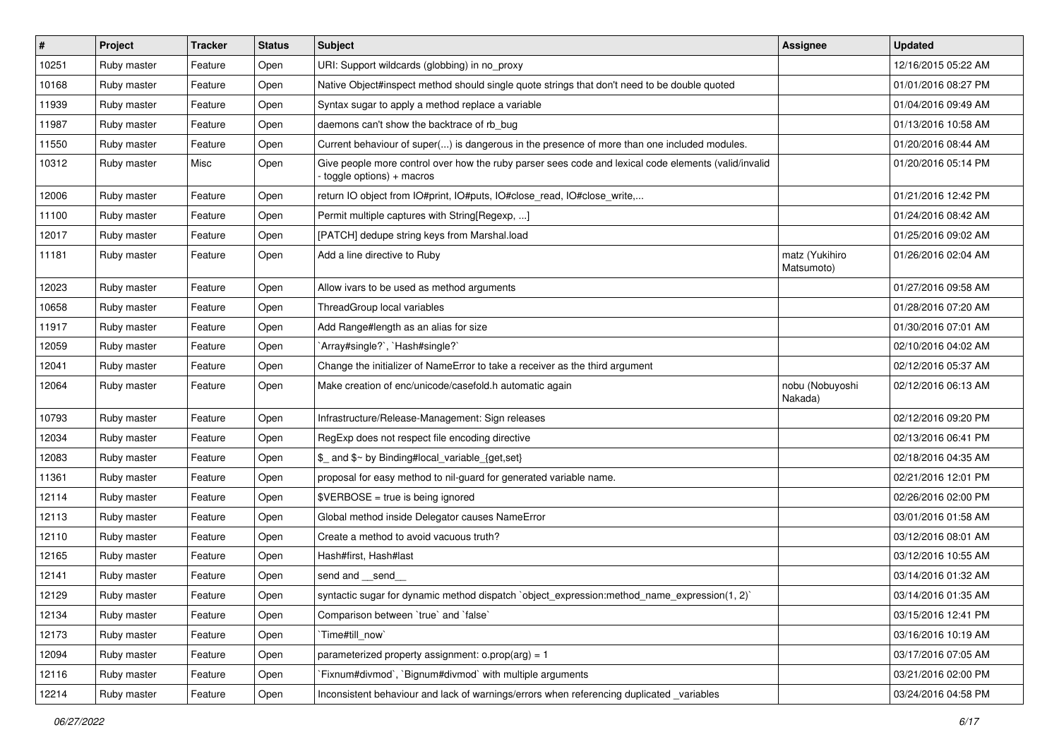| # | Project | Tracker | Status | Subject | Assignee | Updated |
|---|---|---|---|---|---|---|
| 10251 | Ruby master | Feature | Open | URI: Support wildcards (globbing) in no_proxy | | 12/16/2015 05:22 AM |
| 10168 | Ruby master | Feature | Open | Native Object#inspect method should single quote strings that don't need to be double quoted | | 01/01/2016 08:27 PM |
| 11939 | Ruby master | Feature | Open | Syntax sugar to apply a method replace a variable | | 01/04/2016 09:49 AM |
| 11987 | Ruby master | Feature | Open | daemons can't show the backtrace of rb_bug | | 01/13/2016 10:58 AM |
| 11550 | Ruby master | Feature | Open | Current behaviour of super(...) is dangerous in the presence of more than one included modules. | | 01/20/2016 08:44 AM |
| 10312 | Ruby master | Misc | Open | Give people more control over how the ruby parser sees code and lexical code elements (valid/invalid - toggle options) + macros | | 01/20/2016 05:14 PM |
| 12006 | Ruby master | Feature | Open | return IO object from IO#print, IO#puts, IO#close_read, IO#close_write,... | | 01/21/2016 12:42 PM |
| 11100 | Ruby master | Feature | Open | Permit multiple captures with String[Regexp, ...] | | 01/24/2016 08:42 AM |
| 12017 | Ruby master | Feature | Open | [PATCH] dedupe string keys from Marshal.load | | 01/25/2016 09:02 AM |
| 11181 | Ruby master | Feature | Open | Add a line directive to Ruby | matz (Yukihiro Matsumoto) | 01/26/2016 02:04 AM |
| 12023 | Ruby master | Feature | Open | Allow ivars to be used as method arguments | | 01/27/2016 09:58 AM |
| 10658 | Ruby master | Feature | Open | ThreadGroup local variables | | 01/28/2016 07:20 AM |
| 11917 | Ruby master | Feature | Open | Add Range#length as an alias for size | | 01/30/2016 07:01 AM |
| 12059 | Ruby master | Feature | Open | `Array#single?`, `Hash#single?` | | 02/10/2016 04:02 AM |
| 12041 | Ruby master | Feature | Open | Change the initializer of NameError to take a receiver as the third argument | | 02/12/2016 05:37 AM |
| 12064 | Ruby master | Feature | Open | Make creation of enc/unicode/casefold.h automatic again | nobu (Nobuyoshi Nakada) | 02/12/2016 06:13 AM |
| 10793 | Ruby master | Feature | Open | Infrastructure/Release-Management: Sign releases | | 02/12/2016 09:20 PM |
| 12034 | Ruby master | Feature | Open | RegExp does not respect file encoding directive | | 02/13/2016 06:41 PM |
| 12083 | Ruby master | Feature | Open | $_ and $~ by Binding#local_variable_{get,set} | | 02/18/2016 04:35 AM |
| 11361 | Ruby master | Feature | Open | proposal for easy method to nil-guard for generated variable name. | | 02/21/2016 12:01 PM |
| 12114 | Ruby master | Feature | Open | $VERBOSE = true is being ignored | | 02/26/2016 02:00 PM |
| 12113 | Ruby master | Feature | Open | Global method inside Delegator causes NameError | | 03/01/2016 01:58 AM |
| 12110 | Ruby master | Feature | Open | Create a method to avoid vacuous truth? | | 03/12/2016 08:01 AM |
| 12165 | Ruby master | Feature | Open | Hash#first, Hash#last | | 03/12/2016 10:55 AM |
| 12141 | Ruby master | Feature | Open | send and __send__ | | 03/14/2016 01:32 AM |
| 12129 | Ruby master | Feature | Open | syntactic sugar for dynamic method dispatch `object_expression:method_name_expression(1, 2)` | | 03/14/2016 01:35 AM |
| 12134 | Ruby master | Feature | Open | Comparison between `true` and `false` | | 03/15/2016 12:41 PM |
| 12173 | Ruby master | Feature | Open | `Time#till_now` | | 03/16/2016 10:19 AM |
| 12094 | Ruby master | Feature | Open | parameterized property assignment: o.prop(arg) = 1 | | 03/17/2016 07:05 AM |
| 12116 | Ruby master | Feature | Open | `Fixnum#divmod`, `Bignum#divmod` with multiple arguments | | 03/21/2016 02:00 PM |
| 12214 | Ruby master | Feature | Open | Inconsistent behaviour and lack of warnings/errors when referencing duplicated _variables | | 03/24/2016 04:58 PM |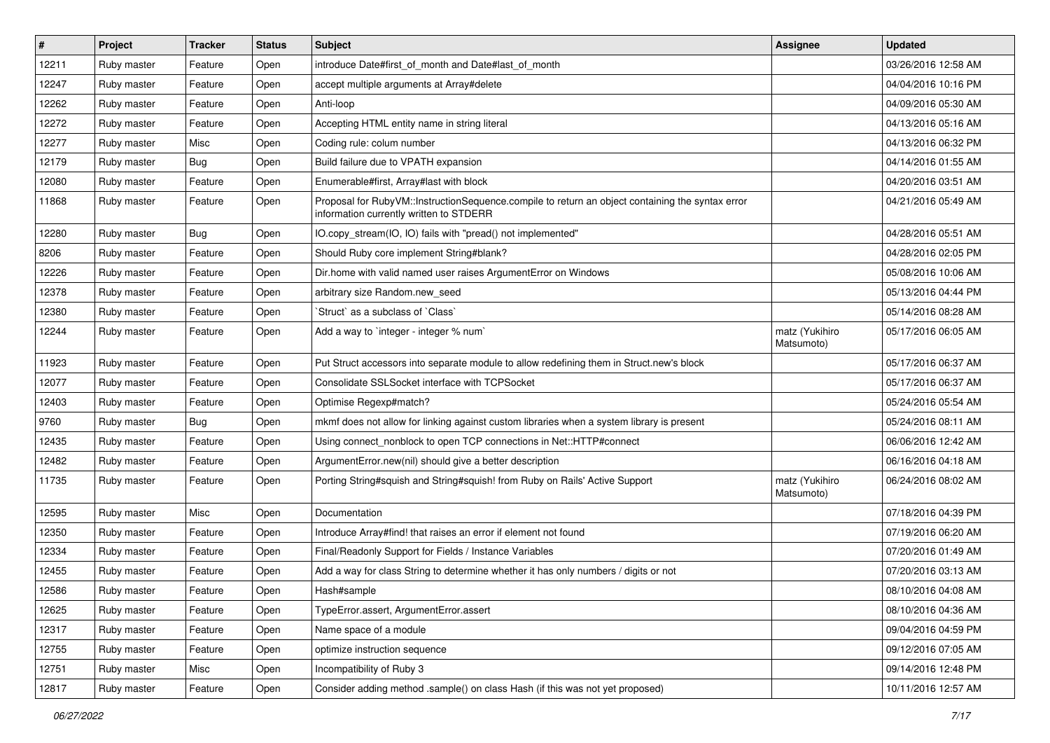| # | Project | Tracker | Status | Subject | Assignee | Updated |
| --- | --- | --- | --- | --- | --- | --- |
| 12211 | Ruby master | Feature | Open | introduce Date#first_of_month and Date#last_of_month | | 03/26/2016 12:58 AM |
| 12247 | Ruby master | Feature | Open | accept multiple arguments at Array#delete | | 04/04/2016 10:16 PM |
| 12262 | Ruby master | Feature | Open | Anti-loop | | 04/09/2016 05:30 AM |
| 12272 | Ruby master | Feature | Open | Accepting HTML entity name in string literal | | 04/13/2016 05:16 AM |
| 12277 | Ruby master | Misc | Open | Coding rule: colum number | | 04/13/2016 06:32 PM |
| 12179 | Ruby master | Bug | Open | Build failure due to VPATH expansion | | 04/14/2016 01:55 AM |
| 12080 | Ruby master | Feature | Open | Enumerable#first, Array#last with block | | 04/20/2016 03:51 AM |
| 11868 | Ruby master | Feature | Open | Proposal for RubyVM::InstructionSequence.compile to return an object containing the syntax error information currently written to STDERR | | 04/21/2016 05:49 AM |
| 12280 | Ruby master | Bug | Open | IO.copy_stream(IO, IO) fails with "pread() not implemented" | | 04/28/2016 05:51 AM |
| 8206 | Ruby master | Feature | Open | Should Ruby core implement String#blank? | | 04/28/2016 02:05 PM |
| 12226 | Ruby master | Feature | Open | Dir.home with valid named user raises ArgumentError on Windows | | 05/08/2016 10:06 AM |
| 12378 | Ruby master | Feature | Open | arbitrary size Random.new_seed | | 05/13/2016 04:44 PM |
| 12380 | Ruby master | Feature | Open | `Struct` as a subclass of `Class` | | 05/14/2016 08:28 AM |
| 12244 | Ruby master | Feature | Open | Add a way to `integer - integer % num` | matz (Yukihiro Matsumoto) | 05/17/2016 06:05 AM |
| 11923 | Ruby master | Feature | Open | Put Struct accessors into separate module to allow redefining them in Struct.new's block | | 05/17/2016 06:37 AM |
| 12077 | Ruby master | Feature | Open | Consolidate SSLSocket interface with TCPSocket | | 05/17/2016 06:37 AM |
| 12403 | Ruby master | Feature | Open | Optimise Regexp#match? | | 05/24/2016 05:54 AM |
| 9760 | Ruby master | Bug | Open | mkmf does not allow for linking against custom libraries when a system library is present | | 05/24/2016 08:11 AM |
| 12435 | Ruby master | Feature | Open | Using connect_nonblock to open TCP connections in Net::HTTP#connect | | 06/06/2016 12:42 AM |
| 12482 | Ruby master | Feature | Open | ArgumentError.new(nil) should give a better description | | 06/16/2016 04:18 AM |
| 11735 | Ruby master | Feature | Open | Porting String#squish and String#squish! from Ruby on Rails' Active Support | matz (Yukihiro Matsumoto) | 06/24/2016 08:02 AM |
| 12595 | Ruby master | Misc | Open | Documentation | | 07/18/2016 04:39 PM |
| 12350 | Ruby master | Feature | Open | Introduce Array#find! that raises an error if element not found | | 07/19/2016 06:20 AM |
| 12334 | Ruby master | Feature | Open | Final/Readonly Support for Fields / Instance Variables | | 07/20/2016 01:49 AM |
| 12455 | Ruby master | Feature | Open | Add a way for class String to determine whether it has only numbers / digits or not | | 07/20/2016 03:13 AM |
| 12586 | Ruby master | Feature | Open | Hash#sample | | 08/10/2016 04:08 AM |
| 12625 | Ruby master | Feature | Open | TypeError.assert, ArgumentError.assert | | 08/10/2016 04:36 AM |
| 12317 | Ruby master | Feature | Open | Name space of a module | | 09/04/2016 04:59 PM |
| 12755 | Ruby master | Feature | Open | optimize instruction sequence | | 09/12/2016 07:05 AM |
| 12751 | Ruby master | Misc | Open | Incompatibility of Ruby 3 | | 09/14/2016 12:48 PM |
| 12817 | Ruby master | Feature | Open | Consider adding method .sample() on class Hash (if this was not yet proposed) | | 10/11/2016 12:57 AM |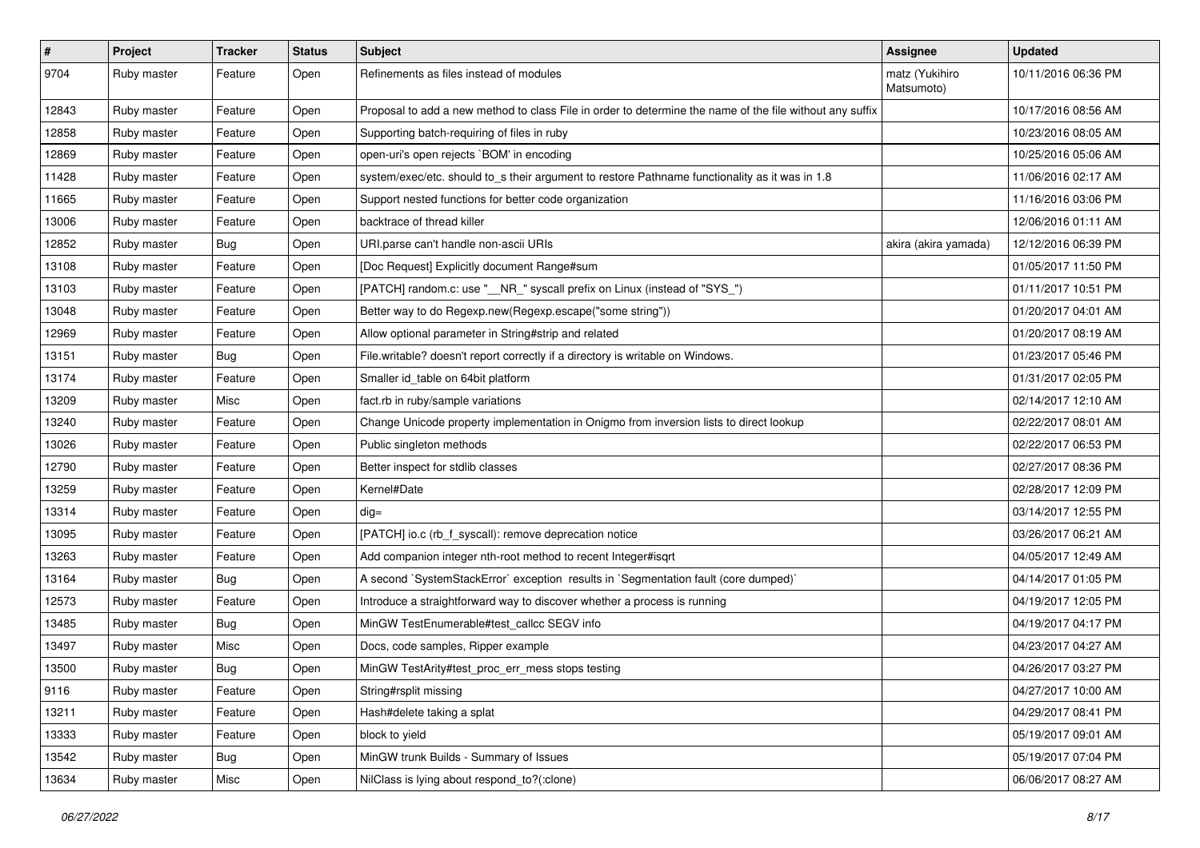| # | Project | Tracker | Status | Subject | Assignee | Updated |
|---|---|---|---|---|---|---|
| 9704 | Ruby master | Feature | Open | Refinements as files instead of modules | matz (Yukihiro Matsumoto) | 10/11/2016 06:36 PM |
| 12843 | Ruby master | Feature | Open | Proposal to add a new method to class File in order to determine the name of the file without any suffix | | 10/17/2016 08:56 AM |
| 12858 | Ruby master | Feature | Open | Supporting batch-requiring of files in ruby | | 10/23/2016 08:05 AM |
| 12869 | Ruby master | Feature | Open | open-uri's open rejects `BOM' in encoding | | 10/25/2016 05:06 AM |
| 11428 | Ruby master | Feature | Open | system/exec/etc. should to_s their argument to restore Pathname functionality as it was in 1.8 | | 11/06/2016 02:17 AM |
| 11665 | Ruby master | Feature | Open | Support nested functions for better code organization | | 11/16/2016 03:06 PM |
| 13006 | Ruby master | Feature | Open | backtrace of thread killer | | 12/06/2016 01:11 AM |
| 12852 | Ruby master | Bug | Open | URI.parse can't handle non-ascii URIs | akira (akira yamada) | 12/12/2016 06:39 PM |
| 13108 | Ruby master | Feature | Open | [Doc Request] Explicitly document Range#sum | | 01/05/2017 11:50 PM |
| 13103 | Ruby master | Feature | Open | [PATCH] random.c: use "__NR_" syscall prefix on Linux (instead of "SYS_") | | 01/11/2017 10:51 PM |
| 13048 | Ruby master | Feature | Open | Better way to do Regexp.new(Regexp.escape("some string")) | | 01/20/2017 04:01 AM |
| 12969 | Ruby master | Feature | Open | Allow optional parameter in String#strip and related | | 01/20/2017 08:19 AM |
| 13151 | Ruby master | Bug | Open | File.writable? doesn't report correctly if a directory is writable on Windows. | | 01/23/2017 05:46 PM |
| 13174 | Ruby master | Feature | Open | Smaller id_table on 64bit platform | | 01/31/2017 02:05 PM |
| 13209 | Ruby master | Misc | Open | fact.rb in ruby/sample variations | | 02/14/2017 12:10 AM |
| 13240 | Ruby master | Feature | Open | Change Unicode property implementation in Onigmo from inversion lists to direct lookup | | 02/22/2017 08:01 AM |
| 13026 | Ruby master | Feature | Open | Public singleton methods | | 02/22/2017 06:53 PM |
| 12790 | Ruby master | Feature | Open | Better inspect for stdlib classes | | 02/27/2017 08:36 PM |
| 13259 | Ruby master | Feature | Open | Kernel#Date | | 02/28/2017 12:09 PM |
| 13314 | Ruby master | Feature | Open | dig= | | 03/14/2017 12:55 PM |
| 13095 | Ruby master | Feature | Open | [PATCH] io.c (rb_f_syscall): remove deprecation notice | | 03/26/2017 06:21 AM |
| 13263 | Ruby master | Feature | Open | Add companion integer nth-root method to recent Integer#isqrt | | 04/05/2017 12:49 AM |
| 13164 | Ruby master | Bug | Open | A second `SystemStackError` exception results in `Segmentation fault (core dumped)` | | 04/14/2017 01:05 PM |
| 12573 | Ruby master | Feature | Open | Introduce a straightforward way to discover whether a process is running | | 04/19/2017 12:05 PM |
| 13485 | Ruby master | Bug | Open | MinGW TestEnumerable#test_callcc SEGV info | | 04/19/2017 04:17 PM |
| 13497 | Ruby master | Misc | Open | Docs, code samples, Ripper example | | 04/23/2017 04:27 AM |
| 13500 | Ruby master | Bug | Open | MinGW TestArity#test_proc_err_mess stops testing | | 04/26/2017 03:27 PM |
| 9116 | Ruby master | Feature | Open | String#rsplit missing | | 04/27/2017 10:00 AM |
| 13211 | Ruby master | Feature | Open | Hash#delete taking a splat | | 04/29/2017 08:41 PM |
| 13333 | Ruby master | Feature | Open | block to yield | | 05/19/2017 09:01 AM |
| 13542 | Ruby master | Bug | Open | MinGW trunk Builds - Summary of Issues | | 05/19/2017 07:04 PM |
| 13634 | Ruby master | Misc | Open | NilClass is lying about respond_to?(:clone) | | 06/06/2017 08:27 AM |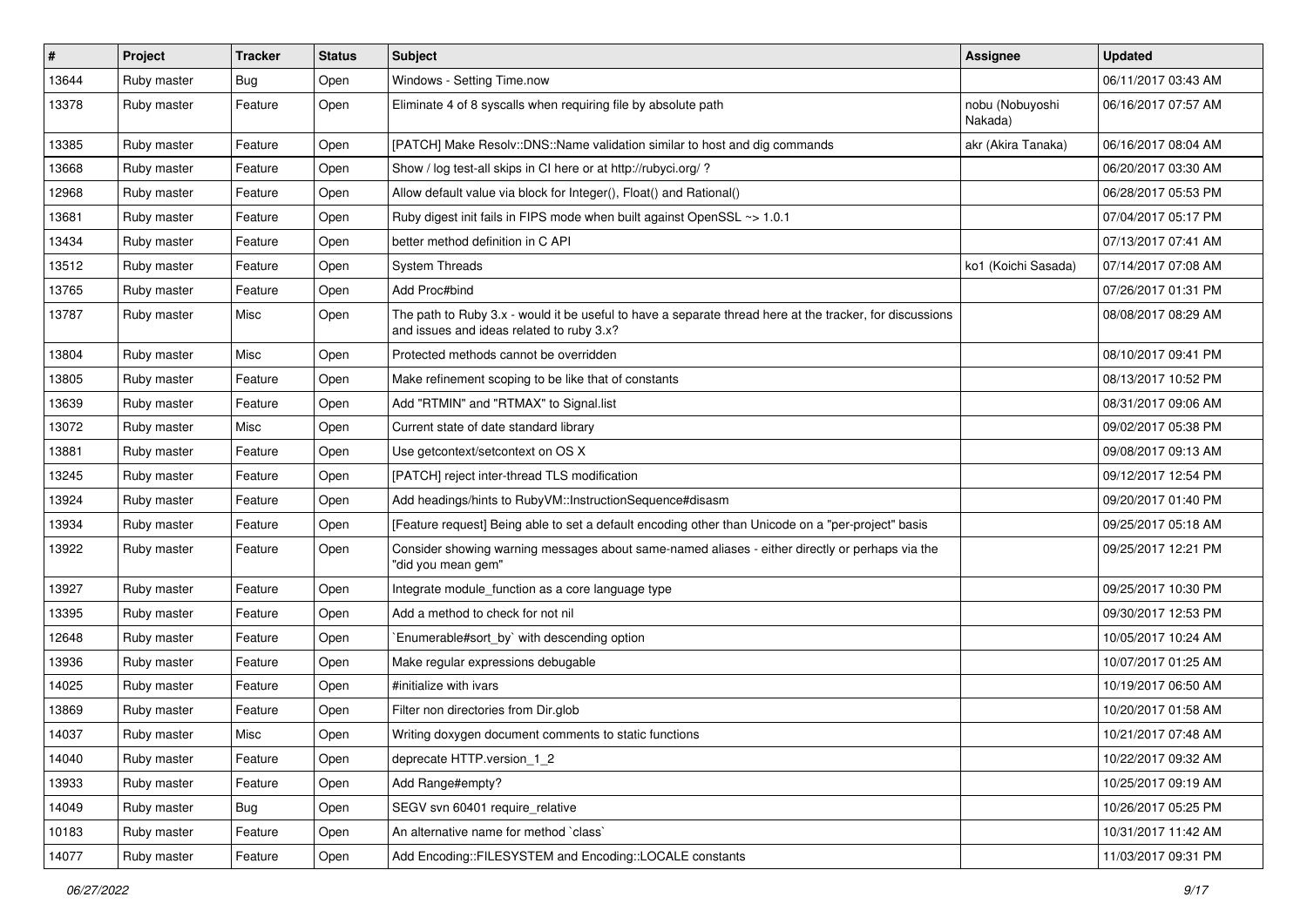| # | Project | Tracker | Status | Subject | Assignee | Updated |
|---|---|---|---|---|---|---|
| 13644 | Ruby master | Bug | Open | Windows - Setting Time.now | | 06/11/2017 03:43 AM |
| 13378 | Ruby master | Feature | Open | Eliminate 4 of 8 syscalls when requiring file by absolute path | nobu (Nobuyoshi Nakada) | 06/16/2017 07:57 AM |
| 13385 | Ruby master | Feature | Open | [PATCH] Make Resolv::DNS::Name validation similar to host and dig commands | akr (Akira Tanaka) | 06/16/2017 08:04 AM |
| 13668 | Ruby master | Feature | Open | Show / log test-all skips in CI here or at http://rubyci.org/ ? | | 06/20/2017 03:30 AM |
| 12968 | Ruby master | Feature | Open | Allow default value via block for Integer(), Float() and Rational() | | 06/28/2017 05:53 PM |
| 13681 | Ruby master | Feature | Open | Ruby digest init fails in FIPS mode when built against OpenSSL ~> 1.0.1 | | 07/04/2017 05:17 PM |
| 13434 | Ruby master | Feature | Open | better method definition in C API | | 07/13/2017 07:41 AM |
| 13512 | Ruby master | Feature | Open | System Threads | ko1 (Koichi Sasada) | 07/14/2017 07:08 AM |
| 13765 | Ruby master | Feature | Open | Add Proc#bind | | 07/26/2017 01:31 PM |
| 13787 | Ruby master | Misc | Open | The path to Ruby 3.x - would it be useful to have a separate thread here at the tracker, for discussions and issues and ideas related to ruby 3.x? | | 08/08/2017 08:29 AM |
| 13804 | Ruby master | Misc | Open | Protected methods cannot be overridden | | 08/10/2017 09:41 PM |
| 13805 | Ruby master | Feature | Open | Make refinement scoping to be like that of constants | | 08/13/2017 10:52 PM |
| 13639 | Ruby master | Feature | Open | Add "RTMIN" and "RTMAX" to Signal.list | | 08/31/2017 09:06 AM |
| 13072 | Ruby master | Misc | Open | Current state of date standard library | | 09/02/2017 05:38 PM |
| 13881 | Ruby master | Feature | Open | Use getcontext/setcontext on OS X | | 09/08/2017 09:13 AM |
| 13245 | Ruby master | Feature | Open | [PATCH] reject inter-thread TLS modification | | 09/12/2017 12:54 PM |
| 13924 | Ruby master | Feature | Open | Add headings/hints to RubyVM::InstructionSequence#disasm | | 09/20/2017 01:40 PM |
| 13934 | Ruby master | Feature | Open | [Feature request] Being able to set a default encoding other than Unicode on a "per-project" basis | | 09/25/2017 05:18 AM |
| 13922 | Ruby master | Feature | Open | Consider showing warning messages about same-named aliases - either directly or perhaps via the "did you mean gem" | | 09/25/2017 12:21 PM |
| 13927 | Ruby master | Feature | Open | Integrate module_function as a core language type | | 09/25/2017 10:30 PM |
| 13395 | Ruby master | Feature | Open | Add a method to check for not nil | | 09/30/2017 12:53 PM |
| 12648 | Ruby master | Feature | Open | `Enumerable#sort_by` with descending option | | 10/05/2017 10:24 AM |
| 13936 | Ruby master | Feature | Open | Make regular expressions debugable | | 10/07/2017 01:25 AM |
| 14025 | Ruby master | Feature | Open | #initialize with ivars | | 10/19/2017 06:50 AM |
| 13869 | Ruby master | Feature | Open | Filter non directories from Dir.glob | | 10/20/2017 01:58 AM |
| 14037 | Ruby master | Misc | Open | Writing doxygen document comments to static functions | | 10/21/2017 07:48 AM |
| 14040 | Ruby master | Feature | Open | deprecate HTTP.version_1_2 | | 10/22/2017 09:32 AM |
| 13933 | Ruby master | Feature | Open | Add Range#empty? | | 10/25/2017 09:19 AM |
| 14049 | Ruby master | Bug | Open | SEGV svn 60401 require_relative | | 10/26/2017 05:25 PM |
| 10183 | Ruby master | Feature | Open | An alternative name for method `class` | | 10/31/2017 11:42 AM |
| 14077 | Ruby master | Feature | Open | Add Encoding::FILESYSTEM and Encoding::LOCALE constants | | 11/03/2017 09:31 PM |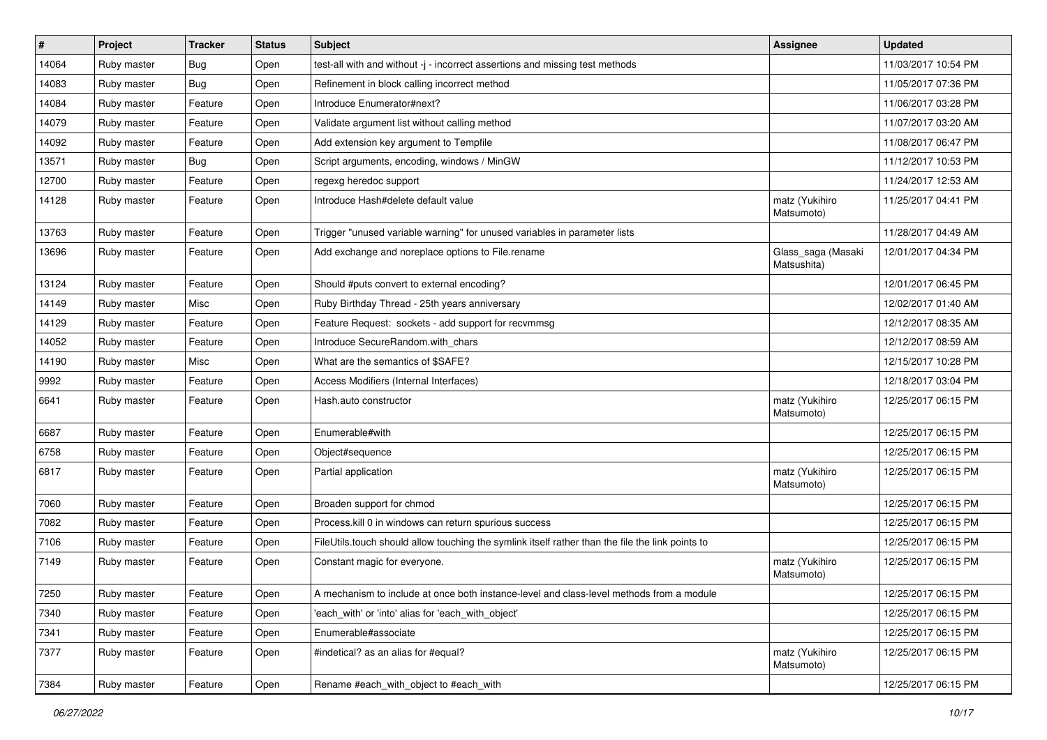| # | Project | Tracker | Status | Subject | Assignee | Updated |
|---|---|---|---|---|---|---|
| 14064 | Ruby master | Bug | Open | test-all with and without -j - incorrect assertions and missing test methods | | 11/03/2017 10:54 PM |
| 14083 | Ruby master | Bug | Open | Refinement in block calling incorrect method | | 11/05/2017 07:36 PM |
| 14084 | Ruby master | Feature | Open | Introduce Enumerator#next? | | 11/06/2017 03:28 PM |
| 14079 | Ruby master | Feature | Open | Validate argument list without calling method | | 11/07/2017 03:20 AM |
| 14092 | Ruby master | Feature | Open | Add extension key argument to Tempfile | | 11/08/2017 06:47 PM |
| 13571 | Ruby master | Bug | Open | Script arguments, encoding, windows / MinGW | | 11/12/2017 10:53 PM |
| 12700 | Ruby master | Feature | Open | regexg heredoc support | | 11/24/2017 12:53 AM |
| 14128 | Ruby master | Feature | Open | Introduce Hash#delete default value | matz (Yukihiro Matsumoto) | 11/25/2017 04:41 PM |
| 13763 | Ruby master | Feature | Open | Trigger "unused variable warning" for unused variables in parameter lists | | 11/28/2017 04:49 AM |
| 13696 | Ruby master | Feature | Open | Add exchange and noreplace options to File.rename | Glass_saga (Masaki Matsushita) | 12/01/2017 04:34 PM |
| 13124 | Ruby master | Feature | Open | Should #puts convert to external encoding? | | 12/01/2017 06:45 PM |
| 14149 | Ruby master | Misc | Open | Ruby Birthday Thread - 25th years anniversary | | 12/02/2017 01:40 AM |
| 14129 | Ruby master | Feature | Open | Feature Request: sockets - add support for recvmmsg | | 12/12/2017 08:35 AM |
| 14052 | Ruby master | Feature | Open | Introduce SecureRandom.with_chars | | 12/12/2017 08:59 AM |
| 14190 | Ruby master | Misc | Open | What are the semantics of $SAFE? | | 12/15/2017 10:28 PM |
| 9992 | Ruby master | Feature | Open | Access Modifiers (Internal Interfaces) | | 12/18/2017 03:04 PM |
| 6641 | Ruby master | Feature | Open | Hash.auto constructor | matz (Yukihiro Matsumoto) | 12/25/2017 06:15 PM |
| 6687 | Ruby master | Feature | Open | Enumerable#with | | 12/25/2017 06:15 PM |
| 6758 | Ruby master | Feature | Open | Object#sequence | | 12/25/2017 06:15 PM |
| 6817 | Ruby master | Feature | Open | Partial application | matz (Yukihiro Matsumoto) | 12/25/2017 06:15 PM |
| 7060 | Ruby master | Feature | Open | Broaden support for chmod | | 12/25/2017 06:15 PM |
| 7082 | Ruby master | Feature | Open | Process.kill 0 in windows can return spurious success | | 12/25/2017 06:15 PM |
| 7106 | Ruby master | Feature | Open | FileUtils.touch should allow touching the symlink itself rather than the file the link points to | | 12/25/2017 06:15 PM |
| 7149 | Ruby master | Feature | Open | Constant magic for everyone. | matz (Yukihiro Matsumoto) | 12/25/2017 06:15 PM |
| 7250 | Ruby master | Feature | Open | A mechanism to include at once both instance-level and class-level methods from a module | | 12/25/2017 06:15 PM |
| 7340 | Ruby master | Feature | Open | 'each_with' or 'into' alias for 'each_with_object' | | 12/25/2017 06:15 PM |
| 7341 | Ruby master | Feature | Open | Enumerable#associate | | 12/25/2017 06:15 PM |
| 7377 | Ruby master | Feature | Open | #indetical? as an alias for #equal? | matz (Yukihiro Matsumoto) | 12/25/2017 06:15 PM |
| 7384 | Ruby master | Feature | Open | Rename #each_with_object to #each_with | | 12/25/2017 06:15 PM |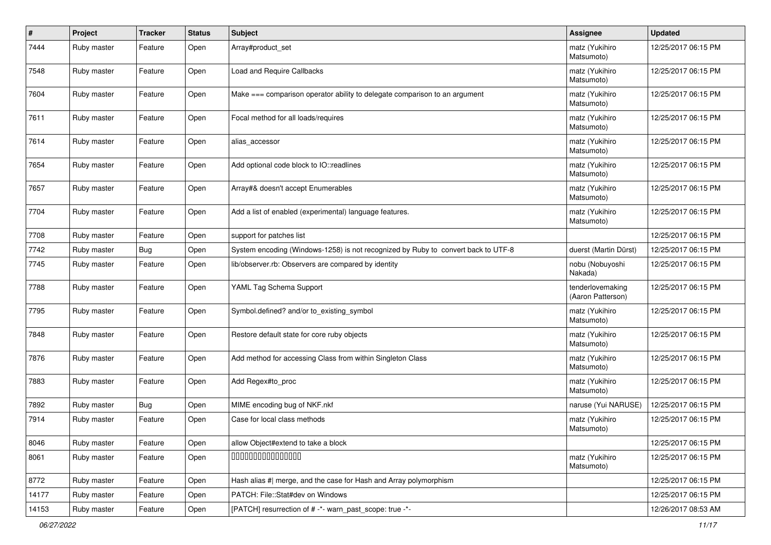| # | Project | Tracker | Status | Subject | Assignee | Updated |
| --- | --- | --- | --- | --- | --- | --- |
| 7444 | Ruby master | Feature | Open | Array#product_set | matz (Yukihiro Matsumoto) | 12/25/2017 06:15 PM |
| 7548 | Ruby master | Feature | Open | Load and Require Callbacks | matz (Yukihiro Matsumoto) | 12/25/2017 06:15 PM |
| 7604 | Ruby master | Feature | Open | Make === comparison operator ability to delegate comparison to an argument | matz (Yukihiro Matsumoto) | 12/25/2017 06:15 PM |
| 7611 | Ruby master | Feature | Open | Focal method for all loads/requires | matz (Yukihiro Matsumoto) | 12/25/2017 06:15 PM |
| 7614 | Ruby master | Feature | Open | alias_accessor | matz (Yukihiro Matsumoto) | 12/25/2017 06:15 PM |
| 7654 | Ruby master | Feature | Open | Add optional code block to IO::readlines | matz (Yukihiro Matsumoto) | 12/25/2017 06:15 PM |
| 7657 | Ruby master | Feature | Open | Array#& doesn't accept Enumerables | matz (Yukihiro Matsumoto) | 12/25/2017 06:15 PM |
| 7704 | Ruby master | Feature | Open | Add a list of enabled (experimental) language features. | matz (Yukihiro Matsumoto) | 12/25/2017 06:15 PM |
| 7708 | Ruby master | Feature | Open | support for patches list | | 12/25/2017 06:15 PM |
| 7742 | Ruby master | Bug | Open | System encoding (Windows-1258) is not recognized by Ruby to convert back to UTF-8 | duerst (Martin Dürst) | 12/25/2017 06:15 PM |
| 7745 | Ruby master | Feature | Open | lib/observer.rb: Observers are compared by identity | nobu (Nobuyoshi Nakada) | 12/25/2017 06:15 PM |
| 7788 | Ruby master | Feature | Open | YAML Tag Schema Support | tenderlovemaking (Aaron Patterson) | 12/25/2017 06:15 PM |
| 7795 | Ruby master | Feature | Open | Symbol.defined? and/or to_existing_symbol | matz (Yukihiro Matsumoto) | 12/25/2017 06:15 PM |
| 7848 | Ruby master | Feature | Open | Restore default state for core ruby objects | matz (Yukihiro Matsumoto) | 12/25/2017 06:15 PM |
| 7876 | Ruby master | Feature | Open | Add method for accessing Class from within Singleton Class | matz (Yukihiro Matsumoto) | 12/25/2017 06:15 PM |
| 7883 | Ruby master | Feature | Open | Add Regex#to_proc | matz (Yukihiro Matsumoto) | 12/25/2017 06:15 PM |
| 7892 | Ruby master | Bug | Open | MIME encoding bug of NKF.nkf | naruse (Yui NARUSE) | 12/25/2017 06:15 PM |
| 7914 | Ruby master | Feature | Open | Case for local class methods | matz (Yukihiro Matsumoto) | 12/25/2017 06:15 PM |
| 8046 | Ruby master | Feature | Open | allow Object#extend to take a block | | 12/25/2017 06:15 PM |
| 8061 | Ruby master | Feature | Open | 0000000000000000 | matz (Yukihiro Matsumoto) | 12/25/2017 06:15 PM |
| 8772 | Ruby master | Feature | Open | Hash alias #\| merge, and the case for Hash and Array polymorphism | | 12/25/2017 06:15 PM |
| 14177 | Ruby master | Feature | Open | PATCH: File::Stat#dev on Windows | | 12/25/2017 06:15 PM |
| 14153 | Ruby master | Feature | Open | [PATCH] resurrection of # -*- warn_past_scope: true -*- | | 12/26/2017 08:53 AM |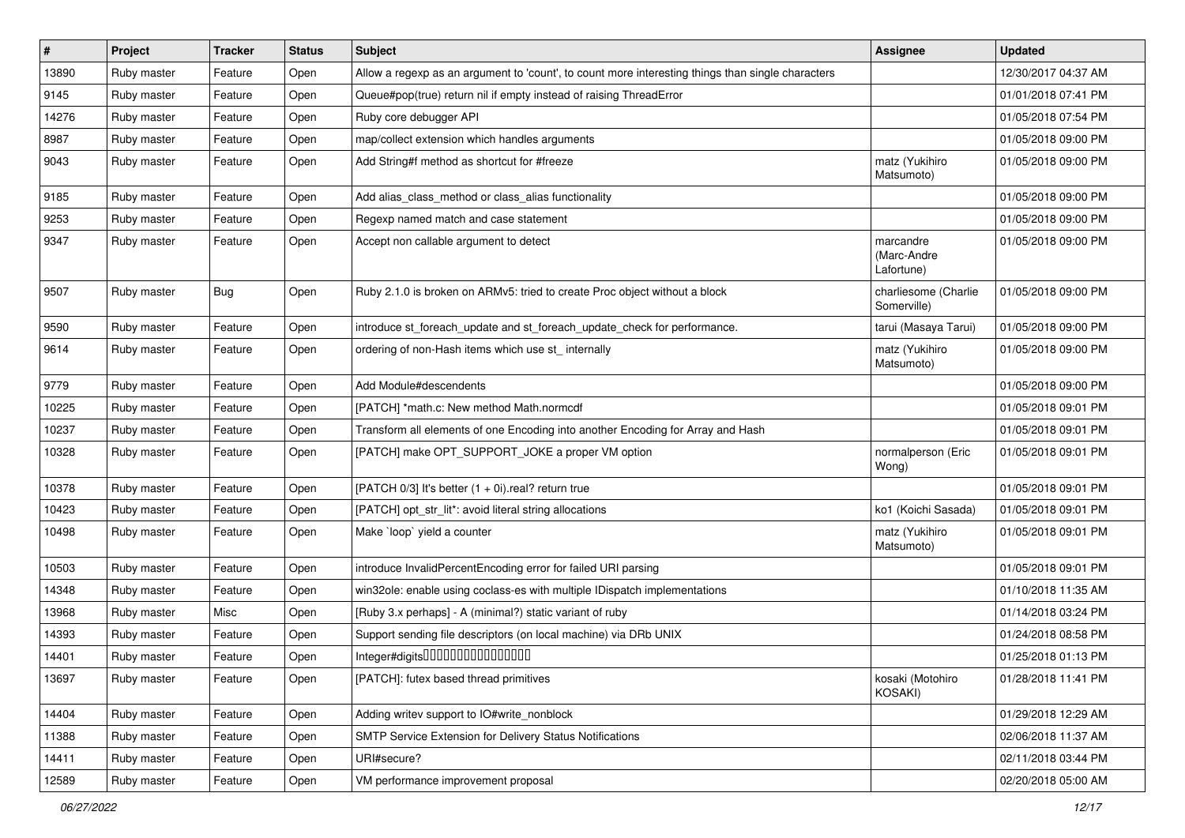| # | Project | Tracker | Status | Subject | Assignee | Updated |
| --- | --- | --- | --- | --- | --- | --- |
| 13890 | Ruby master | Feature | Open | Allow a regexp as an argument to 'count', to count more interesting things than single characters | | 12/30/2017 04:37 AM |
| 9145 | Ruby master | Feature | Open | Queue#pop(true) return nil if empty instead of raising ThreadError | | 01/01/2018 07:41 PM |
| 14276 | Ruby master | Feature | Open | Ruby core debugger API | | 01/05/2018 07:54 PM |
| 8987 | Ruby master | Feature | Open | map/collect extension which handles arguments | | 01/05/2018 09:00 PM |
| 9043 | Ruby master | Feature | Open | Add String#f method as shortcut for #freeze | matz (Yukihiro Matsumoto) | 01/05/2018 09:00 PM |
| 9185 | Ruby master | Feature | Open | Add alias_class_method or class_alias functionality | | 01/05/2018 09:00 PM |
| 9253 | Ruby master | Feature | Open | Regexp named match and case statement | | 01/05/2018 09:00 PM |
| 9347 | Ruby master | Feature | Open | Accept non callable argument to detect | marcandre (Marc-Andre Lafortune) | 01/05/2018 09:00 PM |
| 9507 | Ruby master | Bug | Open | Ruby 2.1.0 is broken on ARMv5: tried to create Proc object without a block | charliesome (Charlie Somerville) | 01/05/2018 09:00 PM |
| 9590 | Ruby master | Feature | Open | introduce st_foreach_update and st_foreach_update_check for performance. | tarui (Masaya Tarui) | 01/05/2018 09:00 PM |
| 9614 | Ruby master | Feature | Open | ordering of non-Hash items which use st_ internally | matz (Yukihiro Matsumoto) | 01/05/2018 09:00 PM |
| 9779 | Ruby master | Feature | Open | Add Module#descendents | | 01/05/2018 09:00 PM |
| 10225 | Ruby master | Feature | Open | [PATCH] *math.c: New method Math.normcdf | | 01/05/2018 09:01 PM |
| 10237 | Ruby master | Feature | Open | Transform all elements of one Encoding into another Encoding for Array and Hash | | 01/05/2018 09:01 PM |
| 10328 | Ruby master | Feature | Open | [PATCH] make OPT_SUPPORT_JOKE a proper VM option | normalperson (Eric Wong) | 01/05/2018 09:01 PM |
| 10378 | Ruby master | Feature | Open | [PATCH 0/3] It's better (1 + 0i).real? return true | | 01/05/2018 09:01 PM |
| 10423 | Ruby master | Feature | Open | [PATCH] opt_str_lit*: avoid literal string allocations | ko1 (Koichi Sasada) | 01/05/2018 09:01 PM |
| 10498 | Ruby master | Feature | Open | Make `loop` yield a counter | matz (Yukihiro Matsumoto) | 01/05/2018 09:01 PM |
| 10503 | Ruby master | Feature | Open | introduce InvalidPercentEncoding error for failed URI parsing | | 01/05/2018 09:01 PM |
| 14348 | Ruby master | Feature | Open | win32ole: enable using coclass-es with multiple IDispatch implementations | | 01/10/2018 11:35 AM |
| 13968 | Ruby master | Misc | Open | [Ruby 3.x perhaps] - A (minimal?) static variant of ruby | | 01/14/2018 03:24 PM |
| 14393 | Ruby master | Feature | Open | Support sending file descriptors (on local machine) via DRb UNIX | | 01/24/2018 08:58 PM |
| 14401 | Ruby master | Feature | Open | Integer#digits���������������� | | 01/25/2018 01:13 PM |
| 13697 | Ruby master | Feature | Open | [PATCH]: futex based thread primitives | kosaki (Motohiro KOSAKI) | 01/28/2018 11:41 PM |
| 14404 | Ruby master | Feature | Open | Adding writev support to IO#write_nonblock | | 01/29/2018 12:29 AM |
| 11388 | Ruby master | Feature | Open | SMTP Service Extension for Delivery Status Notifications | | 02/06/2018 11:37 AM |
| 14411 | Ruby master | Feature | Open | URI#secure? | | 02/11/2018 03:44 PM |
| 12589 | Ruby master | Feature | Open | VM performance improvement proposal | | 02/20/2018 05:00 AM |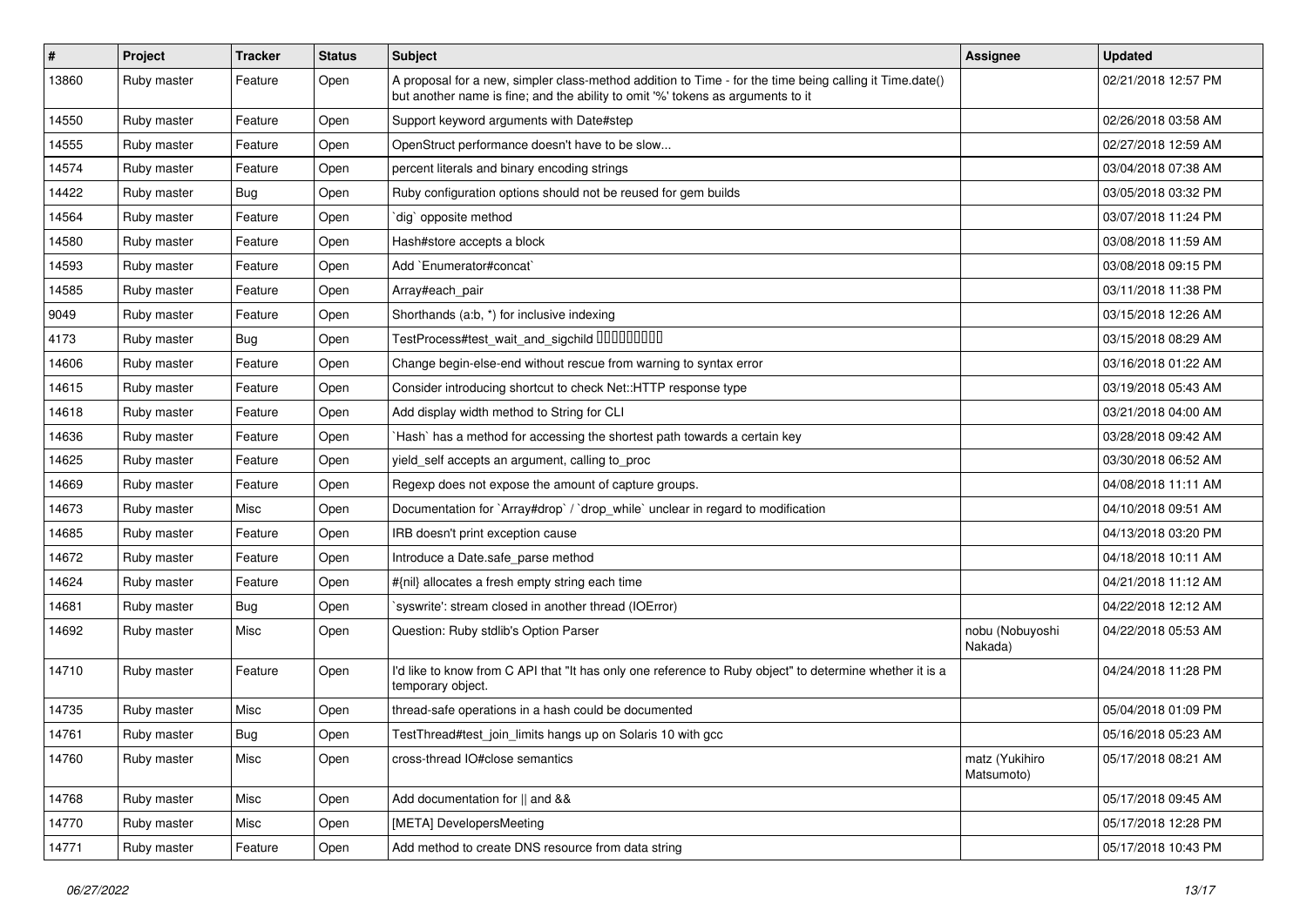| # | Project | Tracker | Status | Subject | Assignee | Updated |
|---|---|---|---|---|---|---|
| 13860 | Ruby master | Feature | Open | A proposal for a new, simpler class-method addition to Time - for the time being calling it Time.date() but another name is fine; and the ability to omit '%' tokens as arguments to it | | 02/21/2018 12:57 PM |
| 14550 | Ruby master | Feature | Open | Support keyword arguments with Date#step | | 02/26/2018 03:58 AM |
| 14555 | Ruby master | Feature | Open | OpenStruct performance doesn't have to be slow... | | 02/27/2018 12:59 AM |
| 14574 | Ruby master | Feature | Open | percent literals and binary encoding strings | | 03/04/2018 07:38 AM |
| 14422 | Ruby master | Bug | Open | Ruby configuration options should not be reused for gem builds | | 03/05/2018 03:32 PM |
| 14564 | Ruby master | Feature | Open | `dig` opposite method | | 03/07/2018 11:24 PM |
| 14580 | Ruby master | Feature | Open | Hash#store accepts a block | | 03/08/2018 11:59 AM |
| 14593 | Ruby master | Feature | Open | Add `Enumerator#concat` | | 03/08/2018 09:15 PM |
| 14585 | Ruby master | Feature | Open | Array#each_pair | | 03/11/2018 11:38 PM |
| 9049 | Ruby master | Feature | Open | Shorthands (a:b, *) for inclusive indexing | | 03/15/2018 12:26 AM |
| 4173 | Ruby master | Bug | Open | TestProcess#test_wait_and_sigchild □□□□□□□□□ | | 03/15/2018 08:29 AM |
| 14606 | Ruby master | Feature | Open | Change begin-else-end without rescue from warning to syntax error | | 03/16/2018 01:22 AM |
| 14615 | Ruby master | Feature | Open | Consider introducing shortcut to check Net::HTTP response type | | 03/19/2018 05:43 AM |
| 14618 | Ruby master | Feature | Open | Add display width method to String for CLI | | 03/21/2018 04:00 AM |
| 14636 | Ruby master | Feature | Open | `Hash` has a method for accessing the shortest path towards a certain key | | 03/28/2018 09:42 AM |
| 14625 | Ruby master | Feature | Open | yield_self accepts an argument, calling to_proc | | 03/30/2018 06:52 AM |
| 14669 | Ruby master | Feature | Open | Regexp does not expose the amount of capture groups. | | 04/08/2018 11:11 AM |
| 14673 | Ruby master | Misc | Open | Documentation for `Array#drop` / `drop_while` unclear in regard to modification | | 04/10/2018 09:51 AM |
| 14685 | Ruby master | Feature | Open | IRB doesn't print exception cause | | 04/13/2018 03:20 PM |
| 14672 | Ruby master | Feature | Open | Introduce a Date.safe_parse method | | 04/18/2018 10:11 AM |
| 14624 | Ruby master | Feature | Open | #{nil} allocates a fresh empty string each time | | 04/21/2018 11:12 AM |
| 14681 | Ruby master | Bug | Open | `syswrite': stream closed in another thread (IOError) | | 04/22/2018 12:12 AM |
| 14692 | Ruby master | Misc | Open | Question: Ruby stdlib's Option Parser | nobu (Nobuyoshi Nakada) | 04/22/2018 05:53 AM |
| 14710 | Ruby master | Feature | Open | I'd like to know from C API that "It has only one reference to Ruby object" to determine whether it is a temporary object. | | 04/24/2018 11:28 PM |
| 14735 | Ruby master | Misc | Open | thread-safe operations in a hash could be documented | | 05/04/2018 01:09 PM |
| 14761 | Ruby master | Bug | Open | TestThread#test_join_limits hangs up on Solaris 10 with gcc | | 05/16/2018 05:23 AM |
| 14760 | Ruby master | Misc | Open | cross-thread IO#close semantics | matz (Yukihiro Matsumoto) | 05/17/2018 08:21 AM |
| 14768 | Ruby master | Misc | Open | Add documentation for \|\| and && | | 05/17/2018 09:45 AM |
| 14770 | Ruby master | Misc | Open | [META] DevelopersMeeting | | 05/17/2018 12:28 PM |
| 14771 | Ruby master | Feature | Open | Add method to create DNS resource from data string | | 05/17/2018 10:43 PM |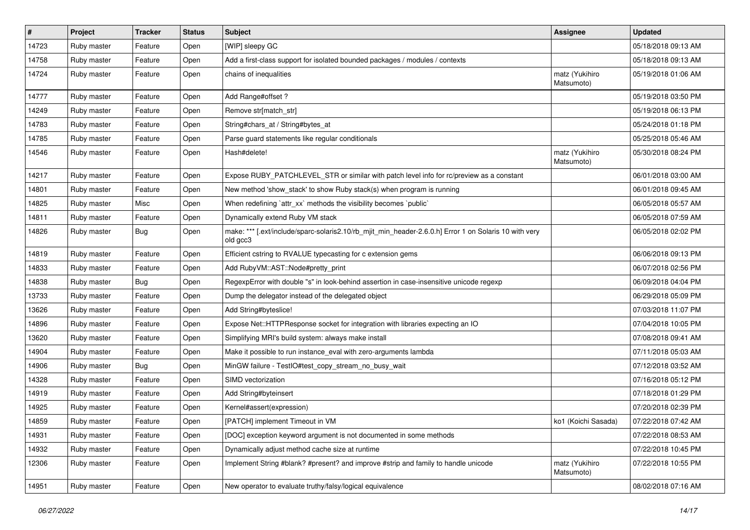| # | Project | Tracker | Status | Subject | Assignee | Updated |
| --- | --- | --- | --- | --- | --- | --- |
| 14723 | Ruby master | Feature | Open | [WIP] sleepy GC | | 05/18/2018 09:13 AM |
| 14758 | Ruby master | Feature | Open | Add a first-class support for isolated bounded packages / modules / contexts | | 05/18/2018 09:13 AM |
| 14724 | Ruby master | Feature | Open | chains of inequalities | matz (Yukihiro Matsumoto) | 05/19/2018 01:06 AM |
| 14777 | Ruby master | Feature | Open | Add Range#offset ? | | 05/19/2018 03:50 PM |
| 14249 | Ruby master | Feature | Open | Remove str[match_str] | | 05/19/2018 06:13 PM |
| 14783 | Ruby master | Feature | Open | String#chars_at / String#bytes_at | | 05/24/2018 01:18 PM |
| 14785 | Ruby master | Feature | Open | Parse guard statements like regular conditionals | | 05/25/2018 05:46 AM |
| 14546 | Ruby master | Feature | Open | Hash#delete! | matz (Yukihiro Matsumoto) | 05/30/2018 08:24 PM |
| 14217 | Ruby master | Feature | Open | Expose RUBY_PATCHLEVEL_STR or similar with patch level info for rc/preview as a constant | | 06/01/2018 03:00 AM |
| 14801 | Ruby master | Feature | Open | New method 'show_stack' to show Ruby stack(s) when program is running | | 06/01/2018 09:45 AM |
| 14825 | Ruby master | Misc | Open | When redefining `attr_xx` methods the visibility becomes `public` | | 06/05/2018 05:57 AM |
| 14811 | Ruby master | Feature | Open | Dynamically extend Ruby VM stack | | 06/05/2018 07:59 AM |
| 14826 | Ruby master | Bug | Open | make: *** [.ext/include/sparc-solaris2.10/rb_mjit_min_header-2.6.0.h] Error 1 on Solaris 10 with very old gcc3 | | 06/05/2018 02:02 PM |
| 14819 | Ruby master | Feature | Open | Efficient cstring to RVALUE typecasting for c extension gems | | 06/06/2018 09:13 PM |
| 14833 | Ruby master | Feature | Open | Add RubyVM::AST::Node#pretty_print | | 06/07/2018 02:56 PM |
| 14838 | Ruby master | Bug | Open | RegexpError with double "s" in look-behind assertion in case-insensitive unicode regexp | | 06/09/2018 04:04 PM |
| 13733 | Ruby master | Feature | Open | Dump the delegator instead of the delegated object | | 06/29/2018 05:09 PM |
| 13626 | Ruby master | Feature | Open | Add String#byteslice! | | 07/03/2018 11:07 PM |
| 14896 | Ruby master | Feature | Open | Expose Net::HTTPResponse socket for integration with libraries expecting an IO | | 07/04/2018 10:05 PM |
| 13620 | Ruby master | Feature | Open | Simplifying MRI's build system: always make install | | 07/08/2018 09:41 AM |
| 14904 | Ruby master | Feature | Open | Make it possible to run instance_eval with zero-arguments lambda | | 07/11/2018 05:03 AM |
| 14906 | Ruby master | Bug | Open | MinGW failure - TestIO#test_copy_stream_no_busy_wait | | 07/12/2018 03:52 AM |
| 14328 | Ruby master | Feature | Open | SIMD vectorization | | 07/16/2018 05:12 PM |
| 14919 | Ruby master | Feature | Open | Add String#byteinsert | | 07/18/2018 01:29 PM |
| 14925 | Ruby master | Feature | Open | Kernel#assert(expression) | | 07/20/2018 02:39 PM |
| 14859 | Ruby master | Feature | Open | [PATCH] implement Timeout in VM | ko1 (Koichi Sasada) | 07/22/2018 07:42 AM |
| 14931 | Ruby master | Feature | Open | [DOC] exception keyword argument is not documented in some methods | | 07/22/2018 08:53 AM |
| 14932 | Ruby master | Feature | Open | Dynamically adjust method cache size at runtime | | 07/22/2018 10:45 PM |
| 12306 | Ruby master | Feature | Open | Implement String #blank? #present? and improve #strip and family to handle unicode | matz (Yukihiro Matsumoto) | 07/22/2018 10:55 PM |
| 14951 | Ruby master | Feature | Open | New operator to evaluate truthy/falsy/logical equivalence | | 08/02/2018 07:16 AM |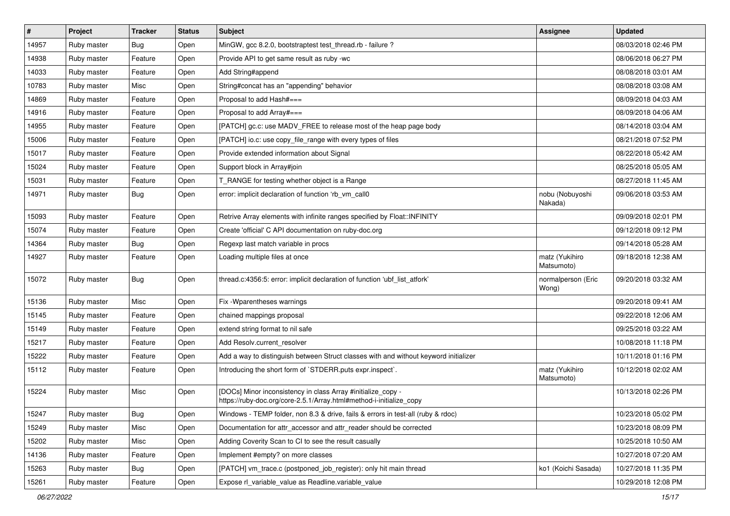| # | Project | Tracker | Status | Subject | Assignee | Updated |
|---|---|---|---|---|---|---|
| 14957 | Ruby master | Bug | Open | MinGW, gcc 8.2.0, bootstraptest test_thread.rb - failure ? | | 08/03/2018 02:46 PM |
| 14938 | Ruby master | Feature | Open | Provide API to get same result as ruby -wc | | 08/06/2018 06:27 PM |
| 14033 | Ruby master | Feature | Open | Add String#append | | 08/08/2018 03:01 AM |
| 10783 | Ruby master | Misc | Open | String#concat has an "appending" behavior | | 08/08/2018 03:08 AM |
| 14869 | Ruby master | Feature | Open | Proposal to add Hash#=== | | 08/09/2018 04:03 AM |
| 14916 | Ruby master | Feature | Open | Proposal to add Array#=== | | 08/09/2018 04:06 AM |
| 14955 | Ruby master | Feature | Open | [PATCH] gc.c: use MADV_FREE to release most of the heap page body | | 08/14/2018 03:04 AM |
| 15006 | Ruby master | Feature | Open | [PATCH] io.c: use copy_file_range with every types of files | | 08/21/2018 07:52 PM |
| 15017 | Ruby master | Feature | Open | Provide extended information about Signal | | 08/22/2018 05:42 AM |
| 15024 | Ruby master | Feature | Open | Support block in Array#join | | 08/25/2018 05:05 AM |
| 15031 | Ruby master | Feature | Open | T_RANGE for testing whether object is a Range | | 08/27/2018 11:45 AM |
| 14971 | Ruby master | Bug | Open | error: implicit declaration of function 'rb_vm_call0 | nobu (Nobuyoshi Nakada) | 09/06/2018 03:53 AM |
| 15093 | Ruby master | Feature | Open | Retrive Array elements with infinite ranges specified by Float::INFINITY | | 09/09/2018 02:01 PM |
| 15074 | Ruby master | Feature | Open | Create 'official' C API documentation on ruby-doc.org | | 09/12/2018 09:12 PM |
| 14364 | Ruby master | Bug | Open | Regexp last match variable in procs | | 09/14/2018 05:28 AM |
| 14927 | Ruby master | Feature | Open | Loading multiple files at once | matz (Yukihiro Matsumoto) | 09/18/2018 12:38 AM |
| 15072 | Ruby master | Bug | Open | thread.c:4356:5: error: implicit declaration of function 'ubf_list_atfork' | normalperson (Eric Wong) | 09/20/2018 03:32 AM |
| 15136 | Ruby master | Misc | Open | Fix -Wparentheses warnings | | 09/20/2018 09:41 AM |
| 15145 | Ruby master | Feature | Open | chained mappings proposal | | 09/22/2018 12:06 AM |
| 15149 | Ruby master | Feature | Open | extend string format to nil safe | | 09/25/2018 03:22 AM |
| 15217 | Ruby master | Feature | Open | Add Resolv.current_resolver | | 10/08/2018 11:18 PM |
| 15222 | Ruby master | Feature | Open | Add a way to distinguish between Struct classes with and without keyword initializer | | 10/11/2018 01:16 PM |
| 15112 | Ruby master | Feature | Open | Introducing the short form of `STDERR.puts expr.inspect`. | matz (Yukihiro Matsumoto) | 10/12/2018 02:02 AM |
| 15224 | Ruby master | Misc | Open | [DOCs] Minor inconsistency in class Array #initialize_copy - https://ruby-doc.org/core-2.5.1/Array.html#method-i-initialize_copy | | 10/13/2018 02:26 PM |
| 15247 | Ruby master | Bug | Open | Windows - TEMP folder, non 8.3 & drive, fails & errors in test-all (ruby & rdoc) | | 10/23/2018 05:02 PM |
| 15249 | Ruby master | Misc | Open | Documentation for attr_accessor and attr_reader should be corrected | | 10/23/2018 08:09 PM |
| 15202 | Ruby master | Misc | Open | Adding Coverity Scan to CI to see the result casually | | 10/25/2018 10:50 AM |
| 14136 | Ruby master | Feature | Open | Implement #empty? on more classes | | 10/27/2018 07:20 AM |
| 15263 | Ruby master | Bug | Open | [PATCH] vm_trace.c (postponed_job_register): only hit main thread | ko1 (Koichi Sasada) | 10/27/2018 11:35 PM |
| 15261 | Ruby master | Feature | Open | Expose rl_variable_value as Readline.variable_value | | 10/29/2018 12:08 PM |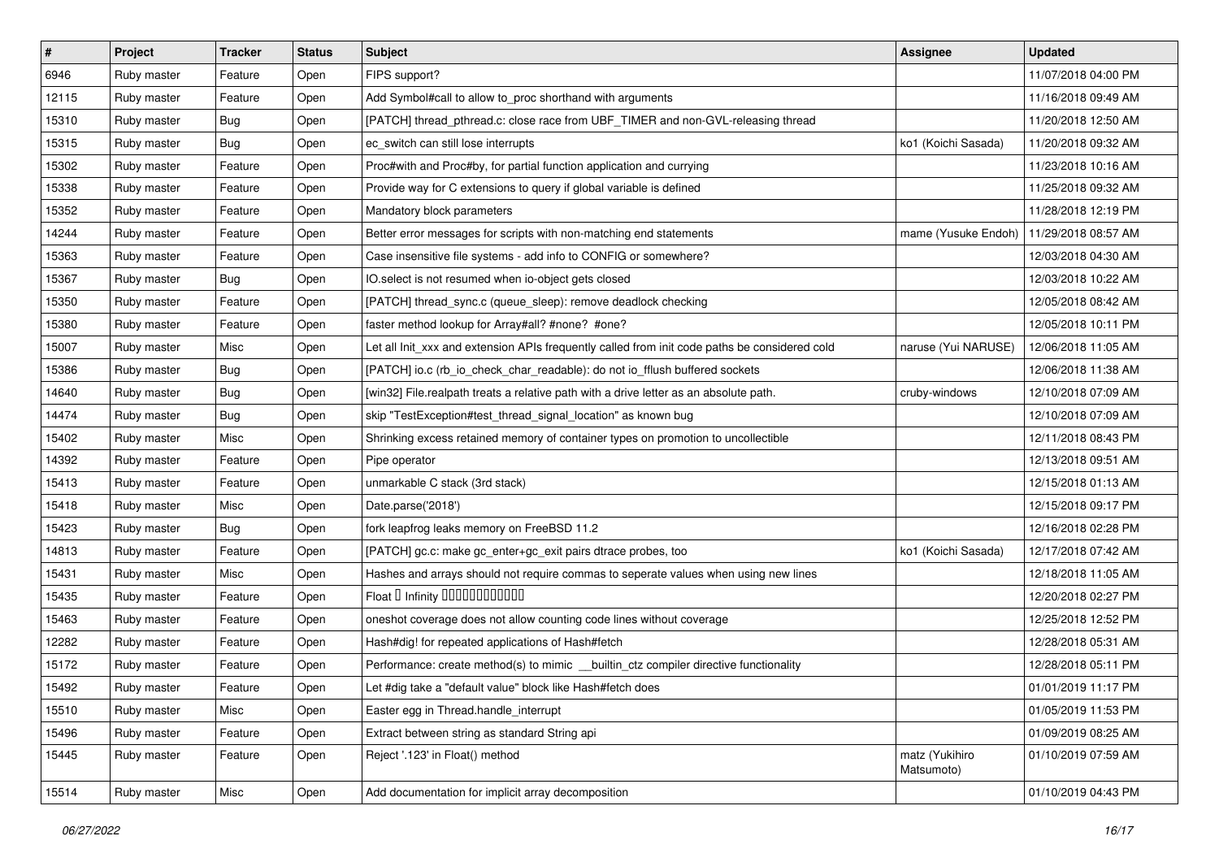| # | Project | Tracker | Status | Subject | Assignee | Updated |
|---|---|---|---|---|---|---|
| 6946 | Ruby master | Feature | Open | FIPS support? | | 11/07/2018 04:00 PM |
| 12115 | Ruby master | Feature | Open | Add Symbol#call to allow to_proc shorthand with arguments | | 11/16/2018 09:49 AM |
| 15310 | Ruby master | Bug | Open | [PATCH] thread_pthread.c: close race from UBF_TIMER and non-GVL-releasing thread | | 11/20/2018 12:50 AM |
| 15315 | Ruby master | Bug | Open | ec_switch can still lose interrupts | ko1 (Koichi Sasada) | 11/20/2018 09:32 AM |
| 15302 | Ruby master | Feature | Open | Proc#with and Proc#by, for partial function application and currying | | 11/23/2018 10:16 AM |
| 15338 | Ruby master | Feature | Open | Provide way for C extensions to query if global variable is defined | | 11/25/2018 09:32 AM |
| 15352 | Ruby master | Feature | Open | Mandatory block parameters | | 11/28/2018 12:19 PM |
| 14244 | Ruby master | Feature | Open | Better error messages for scripts with non-matching end statements | mame (Yusuke Endoh) | 11/29/2018 08:57 AM |
| 15363 | Ruby master | Feature | Open | Case insensitive file systems - add info to CONFIG or somewhere? | | 12/03/2018 04:30 AM |
| 15367 | Ruby master | Bug | Open | IO.select is not resumed when io-object gets closed | | 12/03/2018 10:22 AM |
| 15350 | Ruby master | Feature | Open | [PATCH] thread_sync.c (queue_sleep): remove deadlock checking | | 12/05/2018 08:42 AM |
| 15380 | Ruby master | Feature | Open | faster method lookup for Array#all? #none? #one? | | 12/05/2018 10:11 PM |
| 15007 | Ruby master | Misc | Open | Let all Init_xxx and extension APIs frequently called from init code paths be considered cold | naruse (Yui NARUSE) | 12/06/2018 11:05 AM |
| 15386 | Ruby master | Bug | Open | [PATCH] io.c (rb_io_check_char_readable): do not io_fflush buffered sockets | | 12/06/2018 11:38 AM |
| 14640 | Ruby master | Bug | Open | [win32] File.realpath treats a relative path with a drive letter as an absolute path. | cruby-windows | 12/10/2018 07:09 AM |
| 14474 | Ruby master | Bug | Open | skip "TestException#test_thread_signal_location" as known bug | | 12/10/2018 07:09 AM |
| 15402 | Ruby master | Misc | Open | Shrinking excess retained memory of container types on promotion to uncollectible | | 12/11/2018 08:43 PM |
| 14392 | Ruby master | Feature | Open | Pipe operator | | 12/13/2018 09:51 AM |
| 15413 | Ruby master | Feature | Open | unmarkable C stack (3rd stack) | | 12/15/2018 01:13 AM |
| 15418 | Ruby master | Misc | Open | Date.parse('2018') | | 12/15/2018 09:17 PM |
| 15423 | Ruby master | Bug | Open | fork leapfrog leaks memory on FreeBSD 11.2 | | 12/16/2018 02:28 PM |
| 14813 | Ruby master | Feature | Open | [PATCH] gc.c: make gc_enter+gc_exit pairs dtrace probes, too | ko1 (Koichi Sasada) | 12/17/2018 07:42 AM |
| 15431 | Ruby master | Misc | Open | Hashes and arrays should not require commas to seperate values when using new lines | | 12/18/2018 11:05 AM |
| 15435 | Ruby master | Feature | Open | Float � Infinity ������������ | | 12/20/2018 02:27 PM |
| 15463 | Ruby master | Feature | Open | oneshot coverage does not allow counting code lines without coverage | | 12/25/2018 12:52 PM |
| 12282 | Ruby master | Feature | Open | Hash#dig! for repeated applications of Hash#fetch | | 12/28/2018 05:31 AM |
| 15172 | Ruby master | Feature | Open | Performance: create method(s) to mimic __builtin_ctz compiler directive functionality | | 12/28/2018 05:11 PM |
| 15492 | Ruby master | Feature | Open | Let #dig take a "default value" block like Hash#fetch does | | 01/01/2019 11:17 PM |
| 15510 | Ruby master | Misc | Open | Easter egg in Thread.handle_interrupt | | 01/05/2019 11:53 PM |
| 15496 | Ruby master | Feature | Open | Extract between string as standard String api | | 01/09/2019 08:25 AM |
| 15445 | Ruby master | Feature | Open | Reject '.123' in Float() method | matz (Yukihiro Matsumoto) | 01/10/2019 07:59 AM |
| 15514 | Ruby master | Misc | Open | Add documentation for implicit array decomposition | | 01/10/2019 04:43 PM |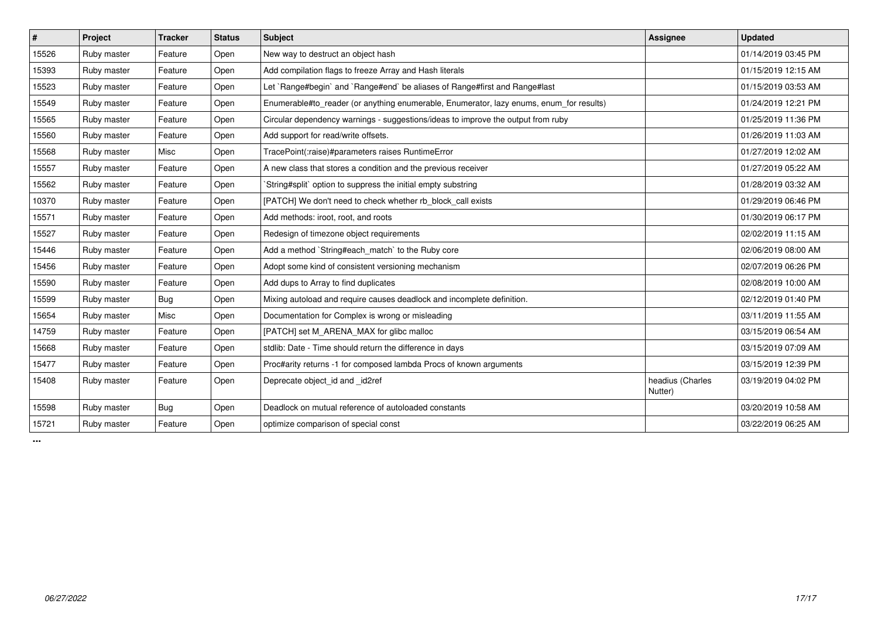| # | Project | Tracker | Status | Subject | Assignee | Updated |
|---|---|---|---|---|---|---|
| 15526 | Ruby master | Feature | Open | New way to destruct an object hash | | 01/14/2019 03:45 PM |
| 15393 | Ruby master | Feature | Open | Add compilation flags to freeze Array and Hash literals | | 01/15/2019 12:15 AM |
| 15523 | Ruby master | Feature | Open | Let `Range#begin` and `Range#end` be aliases of Range#first and Range#last | | 01/15/2019 03:53 AM |
| 15549 | Ruby master | Feature | Open | Enumerable#to_reader (or anything enumerable, Enumerator, lazy enums, enum_for results) | | 01/24/2019 12:21 PM |
| 15565 | Ruby master | Feature | Open | Circular dependency warnings - suggestions/ideas to improve the output from ruby | | 01/25/2019 11:36 PM |
| 15560 | Ruby master | Feature | Open | Add support for read/write offsets. | | 01/26/2019 11:03 AM |
| 15568 | Ruby master | Misc | Open | TracePoint(:raise)#parameters raises RuntimeError | | 01/27/2019 12:02 AM |
| 15557 | Ruby master | Feature | Open | A new class that stores a condition and the previous receiver | | 01/27/2019 05:22 AM |
| 15562 | Ruby master | Feature | Open | `String#split` option to suppress the initial empty substring | | 01/28/2019 03:32 AM |
| 10370 | Ruby master | Feature | Open | [PATCH] We don't need to check whether rb_block_call exists | | 01/29/2019 06:46 PM |
| 15571 | Ruby master | Feature | Open | Add methods: iroot, root, and roots | | 01/30/2019 06:17 PM |
| 15527 | Ruby master | Feature | Open | Redesign of timezone object requirements | | 02/02/2019 11:15 AM |
| 15446 | Ruby master | Feature | Open | Add a method `String#each_match` to the Ruby core | | 02/06/2019 08:00 AM |
| 15456 | Ruby master | Feature | Open | Adopt some kind of consistent versioning mechanism | | 02/07/2019 06:26 PM |
| 15590 | Ruby master | Feature | Open | Add dups to Array to find duplicates | | 02/08/2019 10:00 AM |
| 15599 | Ruby master | Bug | Open | Mixing autoload and require causes deadlock and incomplete definition. | | 02/12/2019 01:40 PM |
| 15654 | Ruby master | Misc | Open | Documentation for Complex is wrong or misleading | | 03/11/2019 11:55 AM |
| 14759 | Ruby master | Feature | Open | [PATCH] set M_ARENA_MAX for glibc malloc | | 03/15/2019 06:54 AM |
| 15668 | Ruby master | Feature | Open | stdlib: Date - Time should return the difference in days | | 03/15/2019 07:09 AM |
| 15477 | Ruby master | Feature | Open | Proc#arity returns -1 for composed lambda Procs of known arguments | | 03/15/2019 12:39 PM |
| 15408 | Ruby master | Feature | Open | Deprecate object_id and _id2ref | headius (Charles Nutter) | 03/19/2019 04:02 PM |
| 15598 | Ruby master | Bug | Open | Deadlock on mutual reference of autoloaded constants | | 03/20/2019 10:58 AM |
| 15721 | Ruby master | Feature | Open | optimize comparison of special const | | 03/22/2019 06:25 AM |

...